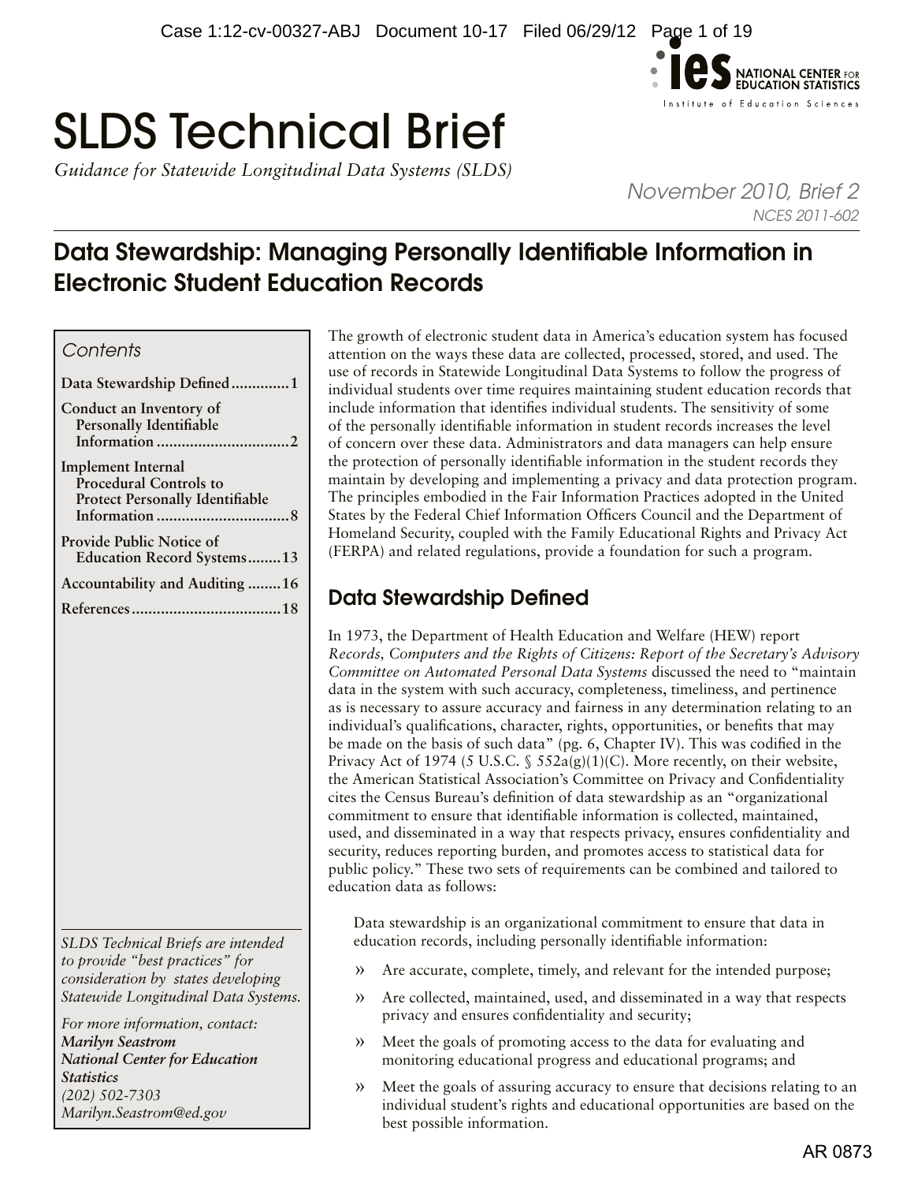# SLDS Technical Brief

*Guidance for Statewide Longitudinal Data Systems (SLDS)*

*November 2010, Brief 2*
*NCES 2011-602*

## Data Stewardship: Managing Personally Identifiable Information in Electronic Student Education Records

*Contents*

- Data Stewardship Defined ............. 1
- Conduct an Inventory of Personally Identifiable Information ............. 2
- Implement Internal Procedural Controls to Protect Personally Identifiable Information ............. 8
- Provide Public Notice of Education Record Systems ........ 13
- Accountability and Auditing ........ 16
- References ............. 18

*SLDS Technical Briefs are intended to provide "best practices" for consideration by states developing Statewide Longitudinal Data Systems.*

*For more information, contact:*
***Marilyn Seastrom***
***National Center for Education Statistics***
*(202) 502-7303*
*Marilyn.Seastrom@ed.gov*

The growth of electronic student data in America's education system has focused attention on the ways these data are collected, processed, stored, and used. The use of records in Statewide Longitudinal Data Systems to follow the progress of individual students over time requires maintaining student education records that include information that identifies individual students. The sensitivity of some of the personally identifiable information in student records increases the level of concern over these data. Administrators and data managers can help ensure the protection of personally identifiable information in the student records they maintain by developing and implementing a privacy and data protection program. The principles embodied in the Fair Information Practices adopted in the United States by the Federal Chief Information Officers Council and the Department of Homeland Security, coupled with the Family Educational Rights and Privacy Act (FERPA) and related regulations, provide a foundation for such a program.

### Data Stewardship Defined

In 1973, the Department of Health Education and Welfare (HEW) report *Records, Computers and the Rights of Citizens: Report of the Secretary's Advisory Committee on Automated Personal Data Systems* discussed the need to "maintain data in the system with such accuracy, completeness, timeliness, and pertinence as is necessary to assure accuracy and fairness in any determination relating to an individual's qualifications, character, rights, opportunities, or benefits that may be made on the basis of such data" (pg. 6, Chapter IV). This was codified in the Privacy Act of 1974 (5 U.S.C. § 552a(g)(1)(C). More recently, on their website, the American Statistical Association's Committee on Privacy and Confidentiality cites the Census Bureau's definition of data stewardship as an "organizational commitment to ensure that identifiable information is collected, maintained, used, and disseminated in a way that respects privacy, ensures confidentiality and security, reduces reporting burden, and promotes access to statistical data for public policy." These two sets of requirements can be combined and tailored to education data as follows:

> Data stewardship is an organizational commitment to ensure that data in education records, including personally identifiable information:
>
> - Are accurate, complete, timely, and relevant for the intended purpose;
> - Are collected, maintained, used, and disseminated in a way that respects privacy and ensures confidentiality and security;
> - Meet the goals of promoting access to the data for evaluating and monitoring educational progress and educational programs; and
> - Meet the goals of assuring accuracy to ensure that decisions relating to an individual student's rights and educational opportunities are based on the best possible information.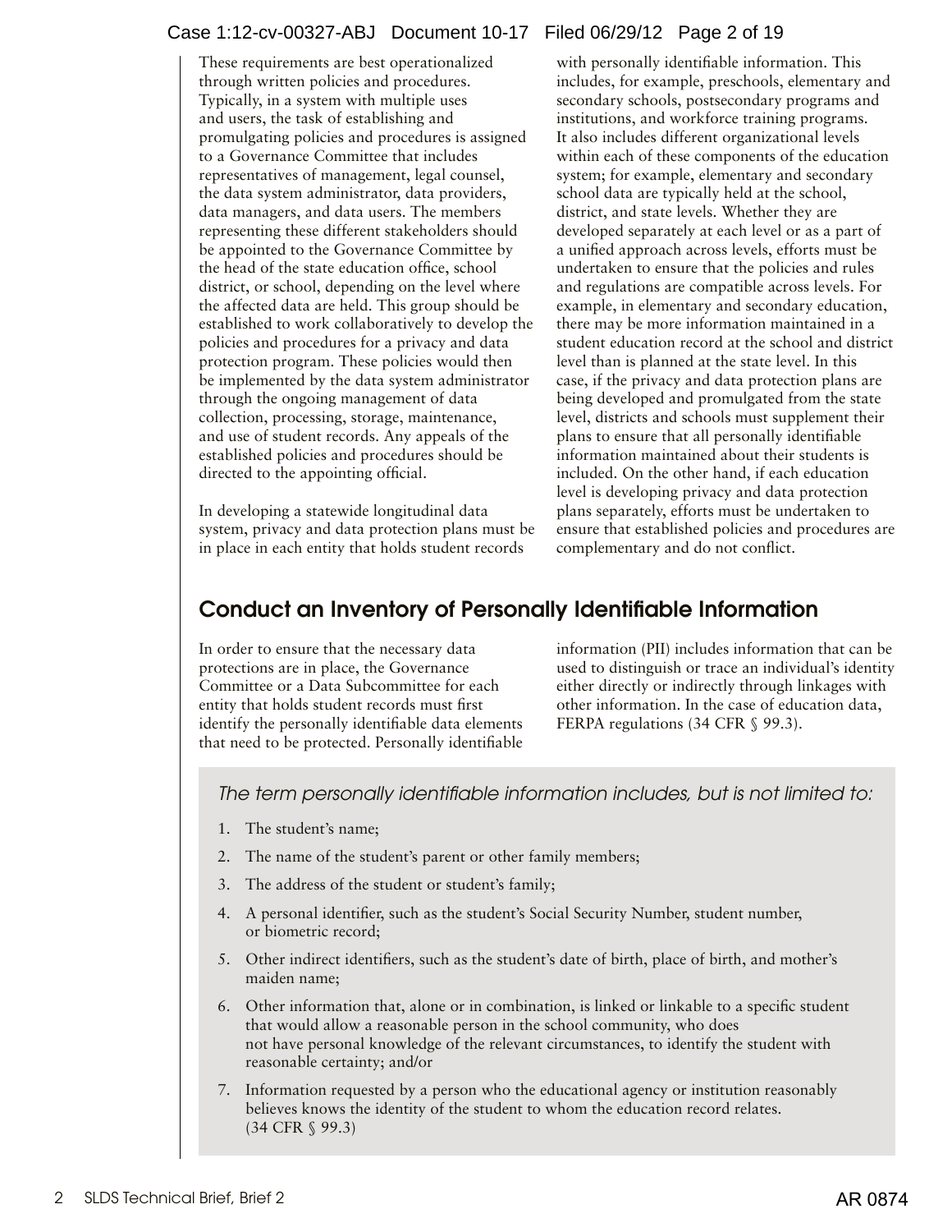These requirements are best operationalized through written policies and procedures. Typically, in a system with multiple uses and users, the task of establishing and promulgating policies and procedures is assigned to a Governance Committee that includes representatives of management, legal counsel, the data system administrator, data providers, data managers, and data users. The members representing these different stakeholders should be appointed to the Governance Committee by the head of the state education office, school district, or school, depending on the level where the affected data are held. This group should be established to work collaboratively to develop the policies and procedures for a privacy and data protection program. These policies would then be implemented by the data system administrator through the ongoing management of data collection, processing, storage, maintenance, and use of student records. Any appeals of the established policies and procedures should be directed to the appointing official.

In developing a statewide longitudinal data system, privacy and data protection plans must be in place in each entity that holds student records with personally identifiable information. This includes, for example, preschools, elementary and secondary schools, postsecondary programs and institutions, and workforce training programs. It also includes different organizational levels within each of these components of the education system; for example, elementary and secondary school data are typically held at the school, district, and state levels. Whether they are developed separately at each level or as a part of a unified approach across levels, efforts must be undertaken to ensure that the policies and rules and regulations are compatible across levels. For example, in elementary and secondary education, there may be more information maintained in a student education record at the school and district level than is planned at the state level. In this case, if the privacy and data protection plans are being developed and promulgated from the state level, districts and schools must supplement their plans to ensure that all personally identifiable information maintained about their students is included. On the other hand, if each education level is developing privacy and data protection plans separately, efforts must be undertaken to ensure that established policies and procedures are complementary and do not conflict.

## Conduct an Inventory of Personally Identifiable Information

In order to ensure that the necessary data protections are in place, the Governance Committee or a Data Subcommittee for each entity that holds student records must first identify the personally identifiable data elements that need to be protected. Personally identifiable information (PII) includes information that can be used to distinguish or trace an individual's identity either directly or indirectly through linkages with other information. In the case of education data, FERPA regulations (34 CFR § 99.3).

*The term personally identifiable information includes, but is not limited to:*

1. The student's name;
2. The name of the student's parent or other family members;
3. The address of the student or student's family;
4. A personal identifier, such as the student's Social Security Number, student number, or biometric record;
5. Other indirect identifiers, such as the student's date of birth, place of birth, and mother's maiden name;
6. Other information that, alone or in combination, is linked or linkable to a specific student that would allow a reasonable person in the school community, who does not have personal knowledge of the relevant circumstances, to identify the student with reasonable certainty; and/or
7. Information requested by a person who the educational agency or institution reasonably believes knows the identity of the student to whom the education record relates. (34 CFR § 99.3)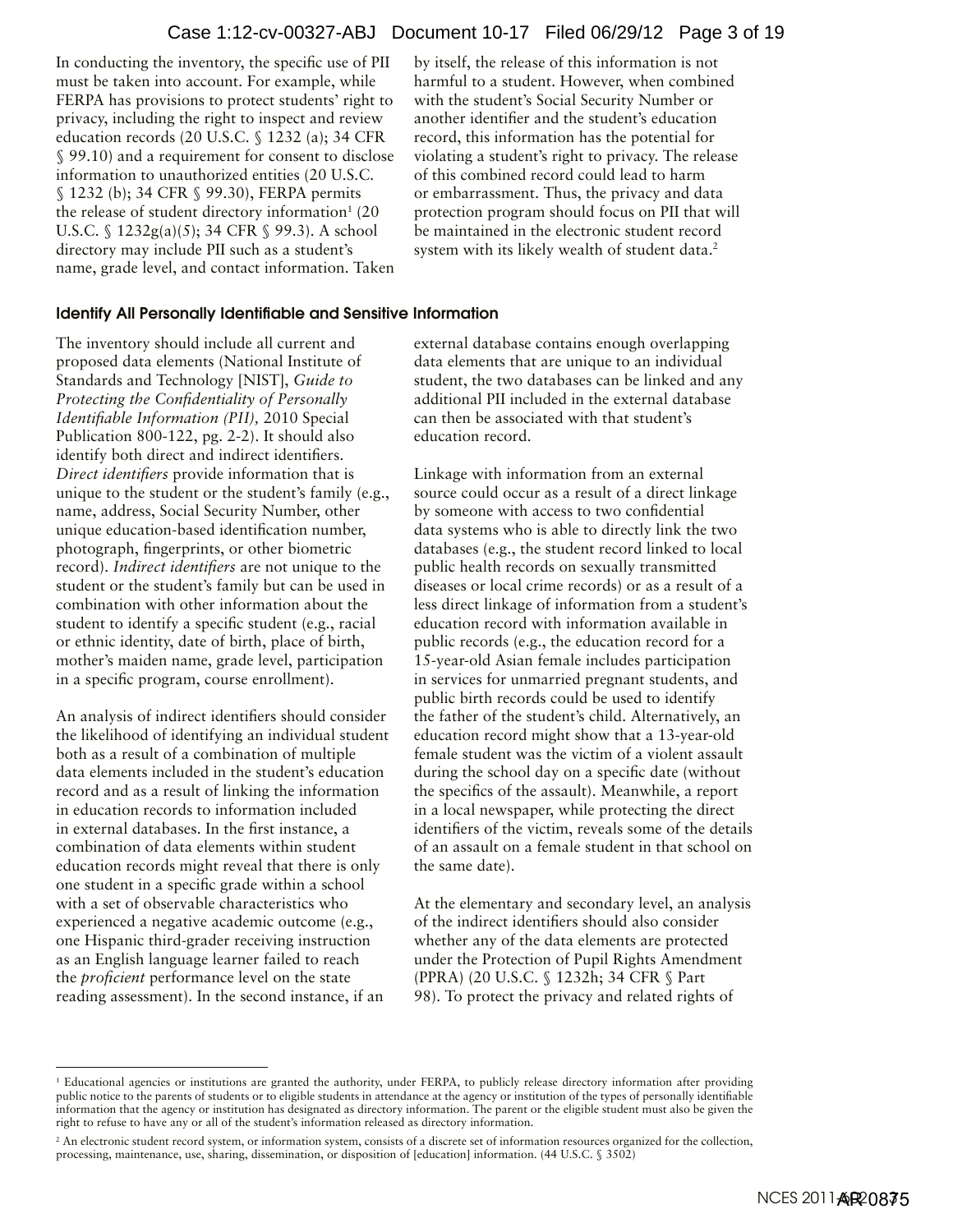In conducting the inventory, the specific use of PII must be taken into account. For example, while FERPA has provisions to protect students' right to privacy, including the right to inspect and review education records (20 U.S.C. § 1232 (a); 34 CFR § 99.10) and a requirement for consent to disclose information to unauthorized entities (20 U.S.C. § 1232 (b); 34 CFR § 99.30), FERPA permits the release of student directory information[1] (20 U.S.C. § 1232g(a)(5); 34 CFR § 99.3). A school directory may include PII such as a student's name, grade level, and contact information. Taken by itself, the release of this information is not harmful to a student. However, when combined with the student's Social Security Number or another identifier and the student's education record, this information has the potential for violating a student's right to privacy. The release of this combined record could lead to harm or embarrassment. Thus, the privacy and data protection program should focus on PII that will be maintained in the electronic student record system with its likely wealth of student data.[2]

### Identify All Personally Identifiable and Sensitive Information

The inventory should include all current and proposed data elements (National Institute of Standards and Technology [NIST], *Guide to Protecting the Confidentiality of Personally Identifiable Information (PII),* 2010 Special Publication 800-122, pg. 2-2). It should also identify both direct and indirect identifiers. *Direct identifiers* provide information that is unique to the student or the student's family (e.g., name, address, Social Security Number, other unique education-based identification number, photograph, fingerprints, or other biometric record). *Indirect identifiers* are not unique to the student or the student's family but can be used in combination with other information about the student to identify a specific student (e.g., racial or ethnic identity, date of birth, place of birth, mother's maiden name, grade level, participation in a specific program, course enrollment).

An analysis of indirect identifiers should consider the likelihood of identifying an individual student both as a result of a combination of multiple data elements included in the student's education record and as a result of linking the information in education records to information included in external databases. In the first instance, a combination of data elements within student education records might reveal that there is only one student in a specific grade within a school with a set of observable characteristics who experienced a negative academic outcome (e.g., one Hispanic third-grader receiving instruction as an English language learner failed to reach the *proficient* performance level on the state reading assessment). In the second instance, if an external database contains enough overlapping data elements that are unique to an individual student, the two databases can be linked and any additional PII included in the external database can then be associated with that student's education record.

Linkage with information from an external source could occur as a result of a direct linkage by someone with access to two confidential data systems who is able to directly link the two databases (e.g., the student record linked to local public health records on sexually transmitted diseases or local crime records) or as a result of a less direct linkage of information from a student's education record with information available in public records (e.g., the education record for a 15-year-old Asian female includes participation in services for unmarried pregnant students, and public birth records could be used to identify the father of the student's child. Alternatively, an education record might show that a 13-year-old female student was the victim of a violent assault during the school day on a specific date (without the specifics of the assault). Meanwhile, a report in a local newspaper, while protecting the direct identifiers of the victim, reveals some of the details of an assault on a female student in that school on the same date).

At the elementary and secondary level, an analysis of the indirect identifiers should also consider whether any of the data elements are protected under the Protection of Pupil Rights Amendment (PPRA) (20 U.S.C. § 1232h; 34 CFR § Part 98). To protect the privacy and related rights of

---

[1] Educational agencies or institutions are granted the authority, under FERPA, to publicly release directory information after providing public notice to the parents of students or to eligible students in attendance at the agency or institution of the types of personally identifiable information that the agency or institution has designated as directory information. The parent or the eligible student must also be given the right to refuse to have any or all of the student's information released as directory information.

[2] An electronic student record system, or information system, consists of a discrete set of information resources organized for the collection, processing, maintenance, use, sharing, dissemination, or disposition of [education] information. (44 U.S.C. § 3502)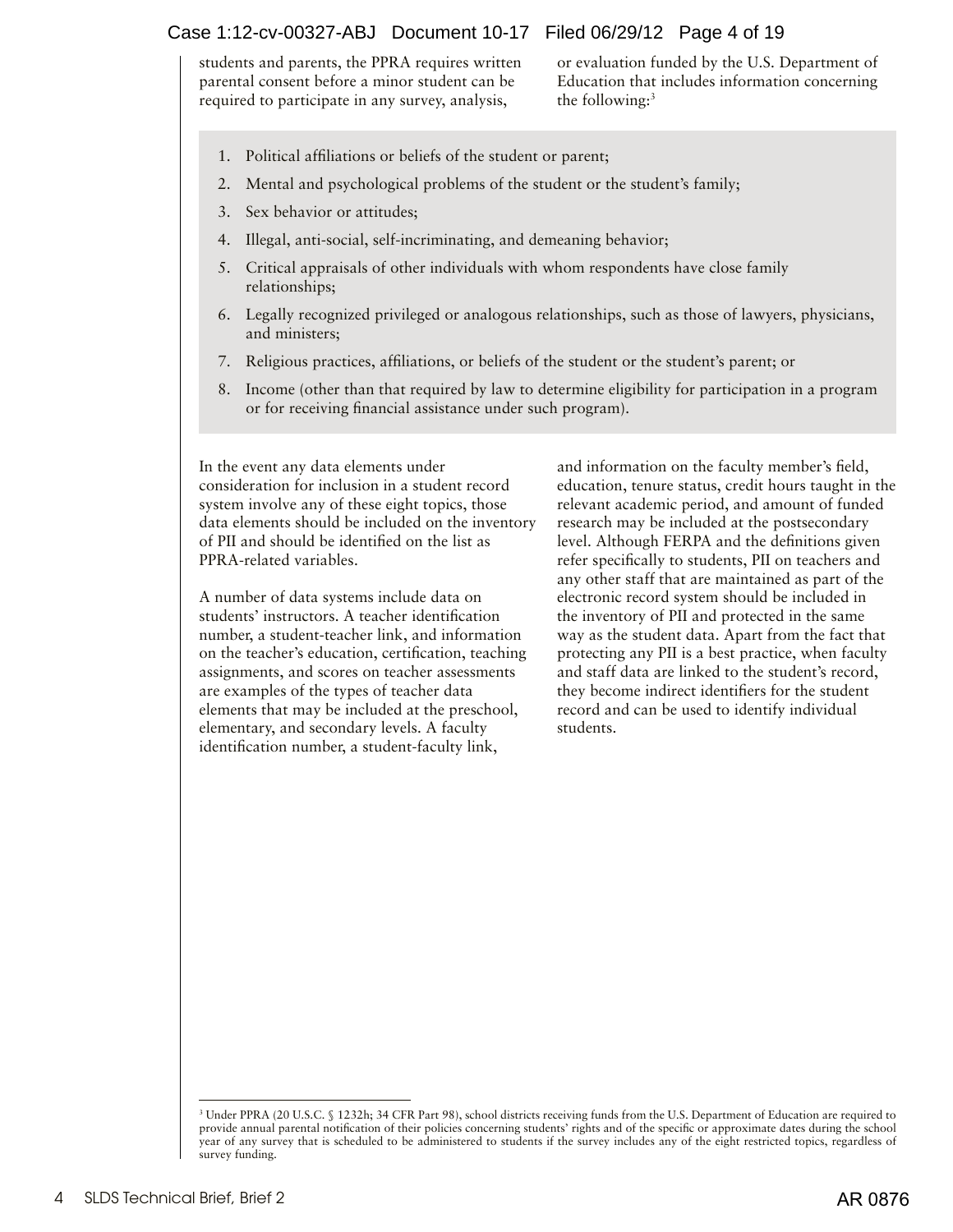students and parents, the PPRA requires written parental consent before a minor student can be required to participate in any survey, analysis, or evaluation funded by the U.S. Department of Education that includes information concerning the following:[3]

1. Political affiliations or beliefs of the student or parent;
2. Mental and psychological problems of the student or the student's family;
3. Sex behavior or attitudes;
4. Illegal, anti-social, self-incriminating, and demeaning behavior;
5. Critical appraisals of other individuals with whom respondents have close family relationships;
6. Legally recognized privileged or analogous relationships, such as those of lawyers, physicians, and ministers;
7. Religious practices, affiliations, or beliefs of the student or the student's parent; or
8. Income (other than that required by law to determine eligibility for participation in a program or for receiving financial assistance under such program).

In the event any data elements under consideration for inclusion in a student record system involve any of these eight topics, those data elements should be included on the inventory of PII and should be identified on the list as PPRA-related variables.

A number of data systems include data on students' instructors. A teacher identification number, a student-teacher link, and information on the teacher's education, certification, teaching assignments, and scores on teacher assessments are examples of the types of teacher data elements that may be included at the preschool, elementary, and secondary levels. A faculty identification number, a student-faculty link, and information on the faculty member's field, education, tenure status, credit hours taught in the relevant academic period, and amount of funded research may be included at the postsecondary level. Although FERPA and the definitions given refer specifically to students, PII on teachers and any other staff that are maintained as part of the electronic record system should be included in the inventory of PII and protected in the same way as the student data. Apart from the fact that protecting any PII is a best practice, when faculty and staff data are linked to the student's record, they become indirect identifiers for the student record and can be used to identify individual students.

---

[3] Under PPRA (20 U.S.C. § 1232h; 34 CFR Part 98), school districts receiving funds from the U.S. Department of Education are required to provide annual parental notification of their policies concerning students' rights and of the specific or approximate dates during the school year of any survey that is scheduled to be administered to students if the survey includes any of the eight restricted topics, regardless of survey funding.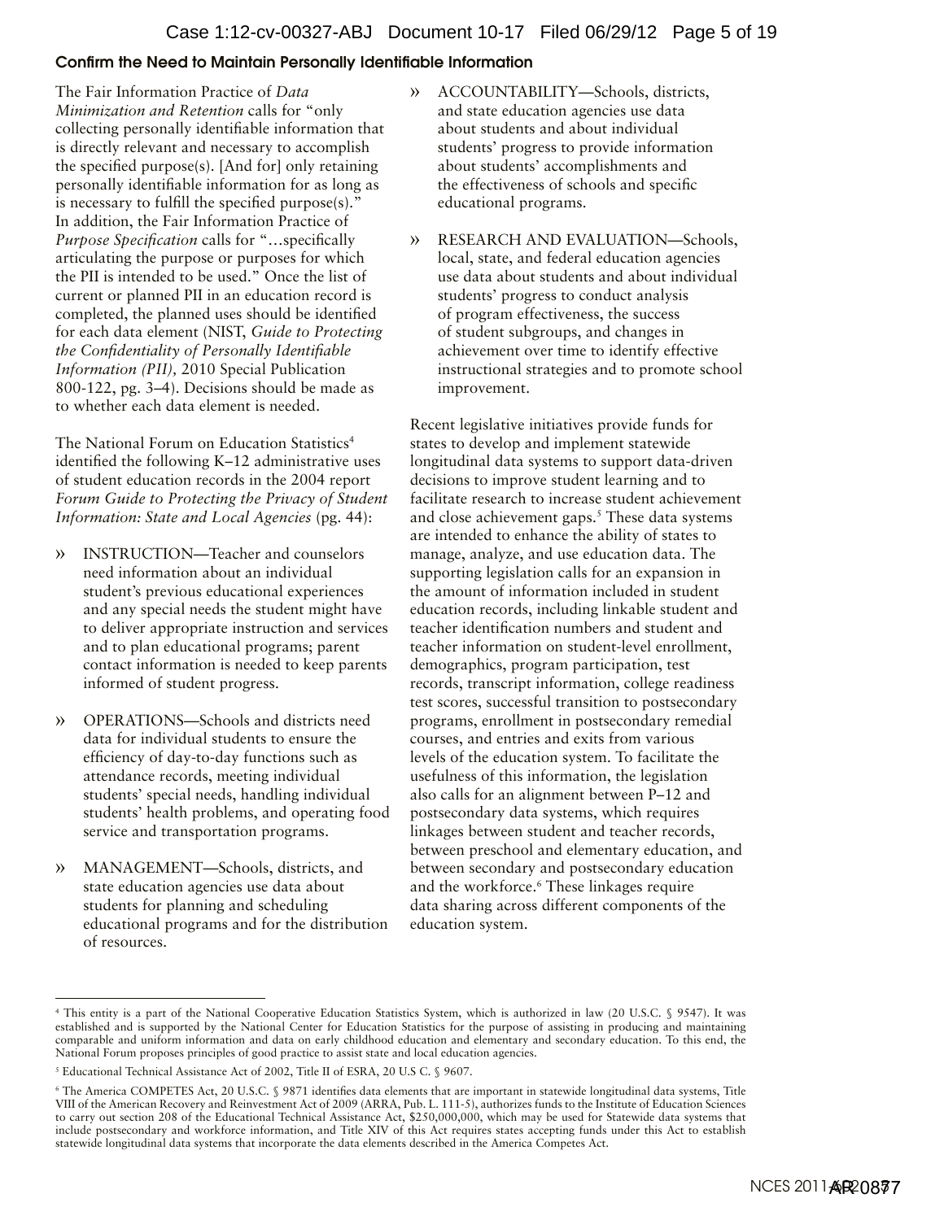## Confirm the Need to Maintain Personally Identifiable Information

The Fair Information Practice of *Data Minimization and Retention* calls for "only collecting personally identifiable information that is directly relevant and necessary to accomplish the specified purpose(s). [And for] only retaining personally identifiable information for as long as is necessary to fulfill the specified purpose(s)." In addition, the Fair Information Practice of *Purpose Specification* calls for "…specifically articulating the purpose or purposes for which the PII is intended to be used." Once the list of current or planned PII in an education record is completed, the planned uses should be identified for each data element (NIST, *Guide to Protecting the Confidentiality of Personally Identifiable Information (PII),* 2010 Special Publication 800-122, pg. 3–4). Decisions should be made as to whether each data element is needed.

The National Forum on Education Statistics[4] identified the following K–12 administrative uses of student education records in the 2004 report *Forum Guide to Protecting the Privacy of Student Information: State and Local Agencies* (pg. 44):

- INSTRUCTION—Teacher and counselors need information about an individual student's previous educational experiences and any special needs the student might have to deliver appropriate instruction and services and to plan educational programs; parent contact information is needed to keep parents informed of student progress.
- OPERATIONS—Schools and districts need data for individual students to ensure the efficiency of day-to-day functions such as attendance records, meeting individual students' special needs, handling individual students' health problems, and operating food service and transportation programs.
- MANAGEMENT—Schools, districts, and state education agencies use data about students for planning and scheduling educational programs and for the distribution of resources.
- ACCOUNTABILITY—Schools, districts, and state education agencies use data about students and about individual students' progress to provide information about students' accomplishments and the effectiveness of schools and specific educational programs.
- RESEARCH AND EVALUATION—Schools, local, state, and federal education agencies use data about students and about individual students' progress to conduct analysis of program effectiveness, the success of student subgroups, and changes in achievement over time to identify effective instructional strategies and to promote school improvement.

Recent legislative initiatives provide funds for states to develop and implement statewide longitudinal data systems to support data-driven decisions to improve student learning and to facilitate research to increase student achievement and close achievement gaps.[5] These data systems are intended to enhance the ability of states to manage, analyze, and use education data. The supporting legislation calls for an expansion in the amount of information included in student education records, including linkable student and teacher identification numbers and student and teacher information on student-level enrollment, demographics, program participation, test records, transcript information, college readiness test scores, successful transition to postsecondary programs, enrollment in postsecondary remedial courses, and entries and exits from various levels of the education system. To facilitate the usefulness of this information, the legislation also calls for an alignment between P–12 and postsecondary data systems, which requires linkages between student and teacher records, between preschool and elementary education, and between secondary and postsecondary education and the workforce.[6] These linkages require data sharing across different components of the education system.

---

[4] This entity is a part of the National Cooperative Education Statistics System, which is authorized in law (20 U.S.C. § 9547). It was established and is supported by the National Center for Education Statistics for the purpose of assisting in producing and maintaining comparable and uniform information and data on early childhood education and elementary and secondary education. To this end, the National Forum proposes principles of good practice to assist state and local education agencies.

[5] Educational Technical Assistance Act of 2002, Title II of ESRA, 20 U.S C. § 9607.

[6] The America COMPETES Act, 20 U.S.C. § 9871 identifies data elements that are important in statewide longitudinal data systems, Title VIII of the American Recovery and Reinvestment Act of 2009 (ARRA, Pub. L. 111-5), authorizes funds to the Institute of Education Sciences to carry out section 208 of the Educational Technical Assistance Act, $250,000,000, which may be used for Statewide data systems that include postsecondary and workforce information, and Title XIV of this Act requires states accepting funds under this Act to establish statewide longitudinal data systems that incorporate the data elements described in the America Competes Act.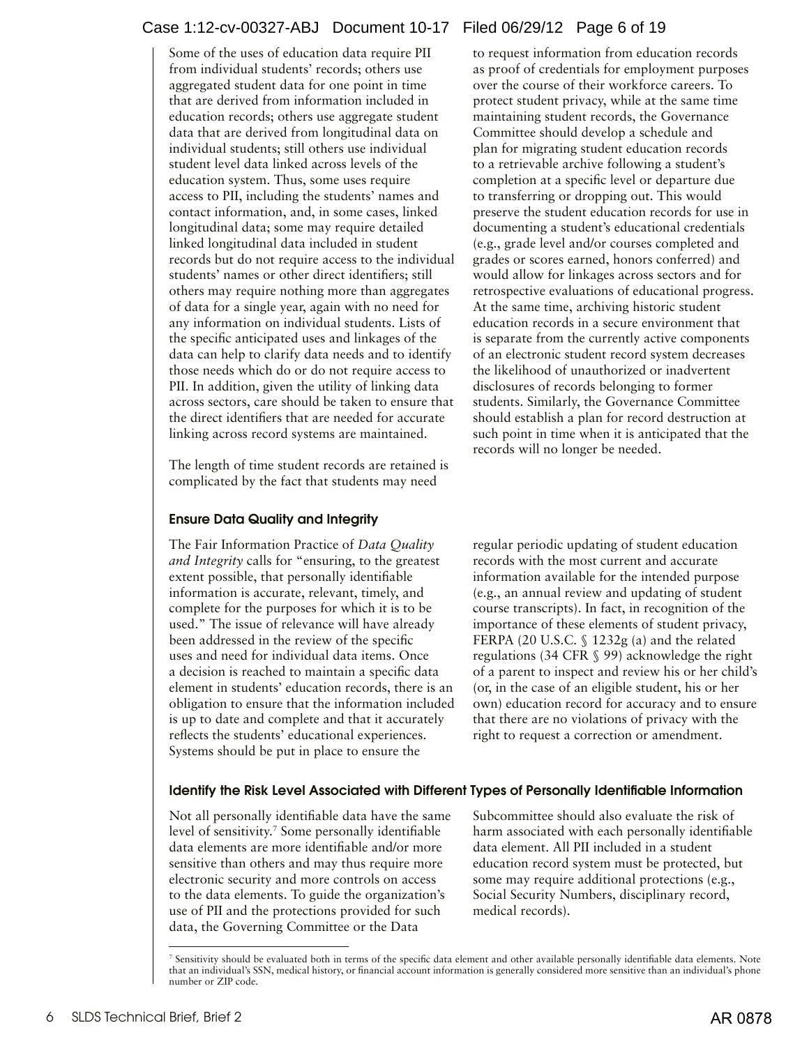Some of the uses of education data require PII from individual students' records; others use aggregated student data for one point in time that are derived from information included in education records; others use aggregate student data that are derived from longitudinal data on individual students; still others use individual student level data linked across levels of the education system. Thus, some uses require access to PII, including the students' names and contact information, and, in some cases, linked longitudinal data; some may require detailed linked longitudinal data included in student records but do not require access to the individual students' names or other direct identifiers; still others may require nothing more than aggregates of data for a single year, again with no need for any information on individual students. Lists of the specific anticipated uses and linkages of the data can help to clarify data needs and to identify those needs which do or do not require access to PII. In addition, given the utility of linking data across sectors, care should be taken to ensure that the direct identifiers that are needed for accurate linking across record systems are maintained.

The length of time student records are retained is complicated by the fact that students may need to request information from education records as proof of credentials for employment purposes over the course of their workforce careers. To protect student privacy, while at the same time maintaining student records, the Governance Committee should develop a schedule and plan for migrating student education records to a retrievable archive following a student's completion at a specific level or departure due to transferring or dropping out. This would preserve the student education records for use in documenting a student's educational credentials (e.g., grade level and/or courses completed and grades or scores earned, honors conferred) and would allow for linkages across sectors and for retrospective evaluations of educational progress. At the same time, archiving historic student education records in a secure environment that is separate from the currently active components of an electronic student record system decreases the likelihood of unauthorized or inadvertent disclosures of records belonging to former students. Similarly, the Governance Committee should establish a plan for record destruction at such point in time when it is anticipated that the records will no longer be needed.

### Ensure Data Quality and Integrity

The Fair Information Practice of *Data Quality and Integrity* calls for "ensuring, to the greatest extent possible, that personally identifiable information is accurate, relevant, timely, and complete for the purposes for which it is to be used." The issue of relevance will have already been addressed in the review of the specific uses and need for individual data items. Once a decision is reached to maintain a specific data element in students' education records, there is an obligation to ensure that the information included is up to date and complete and that it accurately reflects the students' educational experiences. Systems should be put in place to ensure the regular periodic updating of student education records with the most current and accurate information available for the intended purpose (e.g., an annual review and updating of student course transcripts). In fact, in recognition of the importance of these elements of student privacy, FERPA (20 U.S.C. § 1232g (a) and the related regulations (34 CFR § 99) acknowledge the right of a parent to inspect and review his or her child's (or, in the case of an eligible student, his or her own) education record for accuracy and to ensure that there are no violations of privacy with the right to request a correction or amendment.

### Identify the Risk Level Associated with Different Types of Personally Identifiable Information

Not all personally identifiable data have the same level of sensitivity.[7] Some personally identifiable data elements are more identifiable and/or more sensitive than others and may thus require more electronic security and more controls on access to the data elements. To guide the organization's use of PII and the protections provided for such data, the Governing Committee or the Data Subcommittee should also evaluate the risk of harm associated with each personally identifiable data element. All PII included in a student education record system must be protected, but some may require additional protections (e.g., Social Security Numbers, disciplinary record, medical records).

---

[7] Sensitivity should be evaluated both in terms of the specific data element and other available personally identifiable data elements. Note that an individual's SSN, medical history, or financial account information is generally considered more sensitive than an individual's phone number or ZIP code.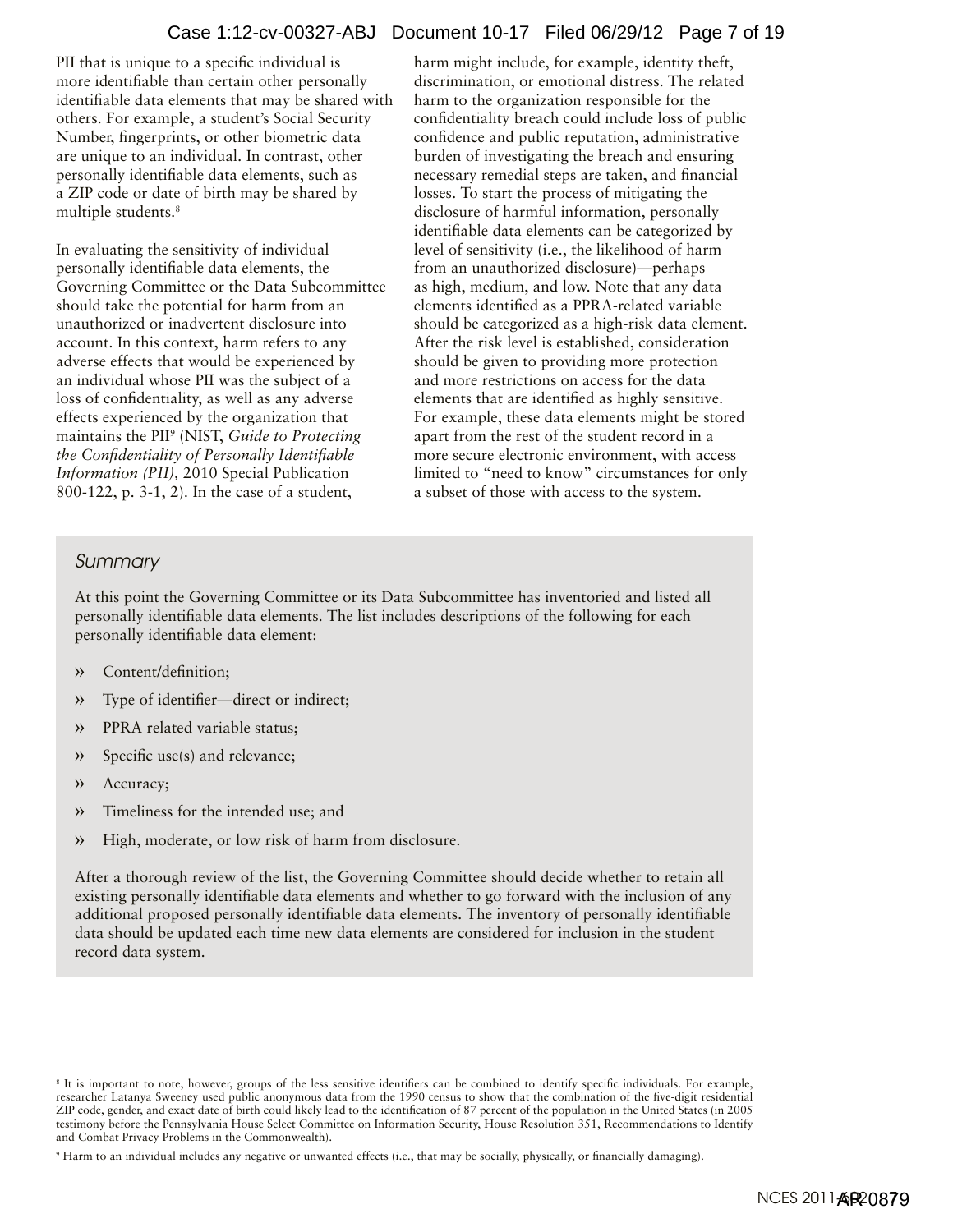PII that is unique to a specific individual is more identifiable than certain other personally identifiable data elements that may be shared with others. For example, a student's Social Security Number, fingerprints, or other biometric data are unique to an individual. In contrast, other personally identifiable data elements, such as a ZIP code or date of birth may be shared by multiple students.[8]

In evaluating the sensitivity of individual personally identifiable data elements, the Governing Committee or the Data Subcommittee should take the potential for harm from an unauthorized or inadvertent disclosure into account. In this context, harm refers to any adverse effects that would be experienced by an individual whose PII was the subject of a loss of confidentiality, as well as any adverse effects experienced by the organization that maintains the PII[9] (NIST, *Guide to Protecting the Confidentiality of Personally Identifiable Information (PII),* 2010 Special Publication 800-122, p. 3-1, 2). In the case of a student, harm might include, for example, identity theft, discrimination, or emotional distress. The related harm to the organization responsible for the confidentiality breach could include loss of public confidence and public reputation, administrative burden of investigating the breach and ensuring necessary remedial steps are taken, and financial losses. To start the process of mitigating the disclosure of harmful information, personally identifiable data elements can be categorized by level of sensitivity (i.e., the likelihood of harm from an unauthorized disclosure)—perhaps as high, medium, and low. Note that any data elements identified as a PPRA-related variable should be categorized as a high-risk data element. After the risk level is established, consideration should be given to providing more protection and more restrictions on access for the data elements that are identified as highly sensitive. For example, these data elements might be stored apart from the rest of the student record in a more secure electronic environment, with access limited to "need to know" circumstances for only a subset of those with access to the system.

### *Summary*

At this point the Governing Committee or its Data Subcommittee has inventoried and listed all personally identifiable data elements. The list includes descriptions of the following for each personally identifiable data element:

- Content/definition;
- Type of identifier—direct or indirect;
- PPRA related variable status;
- Specific use(s) and relevance;
- Accuracy;
- Timeliness for the intended use; and
- High, moderate, or low risk of harm from disclosure.

After a thorough review of the list, the Governing Committee should decide whether to retain all existing personally identifiable data elements and whether to go forward with the inclusion of any additional proposed personally identifiable data elements. The inventory of personally identifiable data should be updated each time new data elements are considered for inclusion in the student record data system.

---

[8] It is important to note, however, groups of the less sensitive identifiers can be combined to identify specific individuals. For example, researcher Latanya Sweeney used public anonymous data from the 1990 census to show that the combination of the five-digit residential ZIP code, gender, and exact date of birth could likely lead to the identification of 87 percent of the population in the United States (in 2005 testimony before the Pennsylvania House Select Committee on Information Security, House Resolution 351, Recommendations to Identify and Combat Privacy Problems in the Commonwealth).

[9] Harm to an individual includes any negative or unwanted effects (i.e., that may be socially, physically, or financially damaging).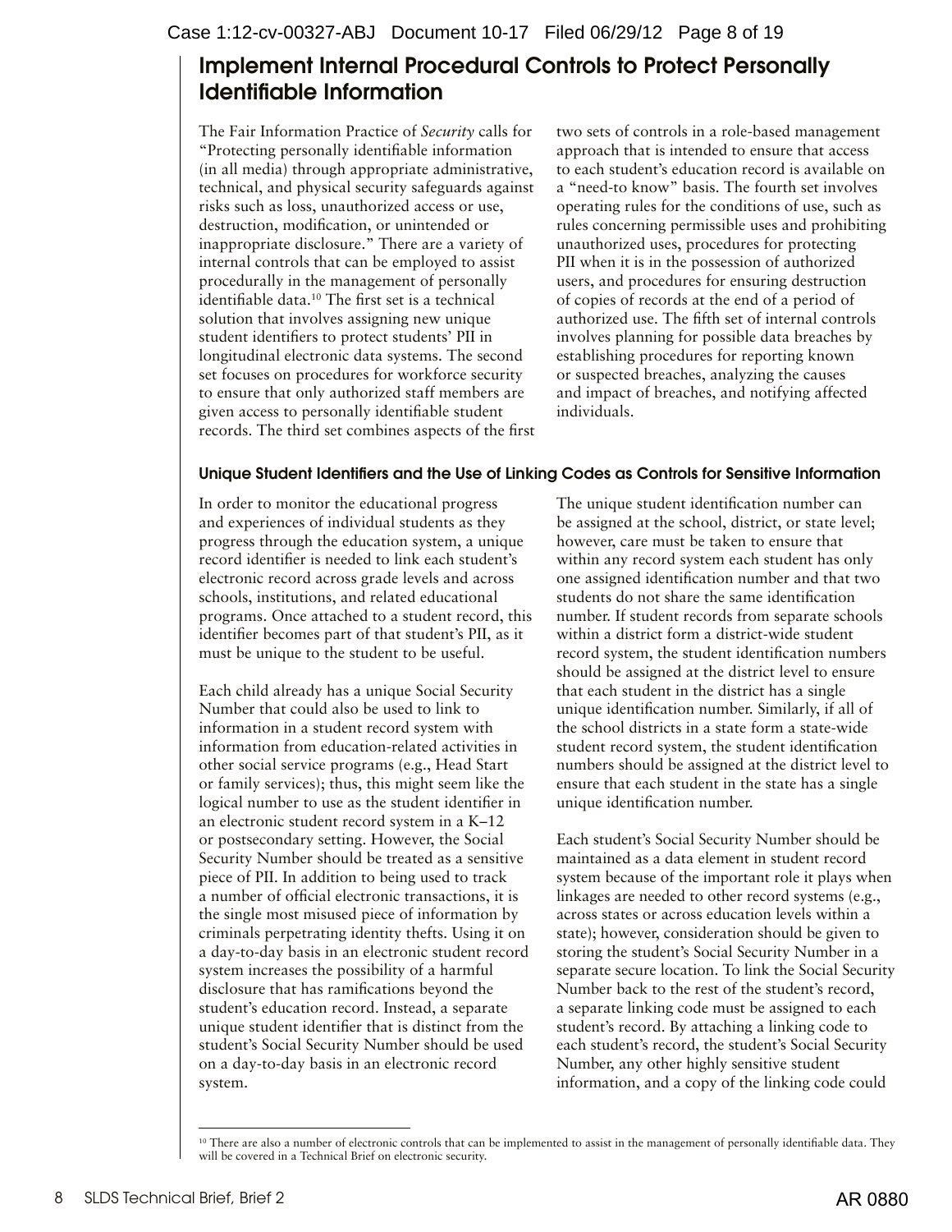## Implement Internal Procedural Controls to Protect Personally Identifiable Information

The Fair Information Practice of *Security* calls for "Protecting personally identifiable information (in all media) through appropriate administrative, technical, and physical security safeguards against risks such as loss, unauthorized access or use, destruction, modification, or unintended or inappropriate disclosure." There are a variety of internal controls that can be employed to assist procedurally in the management of personally identifiable data.[10] The first set is a technical solution that involves assigning new unique student identifiers to protect students' PII in longitudinal electronic data systems. The second set focuses on procedures for workforce security to ensure that only authorized staff members are given access to personally identifiable student records. The third set combines aspects of the first two sets of controls in a role-based management approach that is intended to ensure that access to each student's education record is available on a "need-to know" basis. The fourth set involves operating rules for the conditions of use, such as rules concerning permissible uses and prohibiting unauthorized uses, procedures for protecting PII when it is in the possession of authorized users, and procedures for ensuring destruction of copies of records at the end of a period of authorized use. The fifth set of internal controls involves planning for possible data breaches by establishing procedures for reporting known or suspected breaches, analyzing the causes and impact of breaches, and notifying affected individuals.

### Unique Student Identifiers and the Use of Linking Codes as Controls for Sensitive Information

In order to monitor the educational progress and experiences of individual students as they progress through the education system, a unique record identifier is needed to link each student's electronic record across grade levels and across schools, institutions, and related educational programs. Once attached to a student record, this identifier becomes part of that student's PII, as it must be unique to the student to be useful.

Each child already has a unique Social Security Number that could also be used to link to information in a student record system with information from education-related activities in other social service programs (e.g., Head Start or family services); thus, this might seem like the logical number to use as the student identifier in an electronic student record system in a K–12 or postsecondary setting. However, the Social Security Number should be treated as a sensitive piece of PII. In addition to being used to track a number of official electronic transactions, it is the single most misused piece of information by criminals perpetrating identity thefts. Using it on a day-to-day basis in an electronic student record system increases the possibility of a harmful disclosure that has ramifications beyond the student's education record. Instead, a separate unique student identifier that is distinct from the student's Social Security Number should be used on a day-to-day basis in an electronic record system.

The unique student identification number can be assigned at the school, district, or state level; however, care must be taken to ensure that within any record system each student has only one assigned identification number and that two students do not share the same identification number. If student records from separate schools within a district form a district-wide student record system, the student identification numbers should be assigned at the district level to ensure that each student in the district has a single unique identification number. Similarly, if all of the school districts in a state form a state-wide student record system, the student identification numbers should be assigned at the district level to ensure that each student in the state has a single unique identification number.

Each student's Social Security Number should be maintained as a data element in student record system because of the important role it plays when linkages are needed to other record systems (e.g., across states or across education levels within a state); however, consideration should be given to storing the student's Social Security Number in a separate secure location. To link the Social Security Number back to the rest of the student's record, a separate linking code must be assigned to each student's record. By attaching a linking code to each student's record, the student's Social Security Number, any other highly sensitive student information, and a copy of the linking code could

---

[10] There are also a number of electronic controls that can be implemented to assist in the management of personally identifiable data. They will be covered in a Technical Brief on electronic security.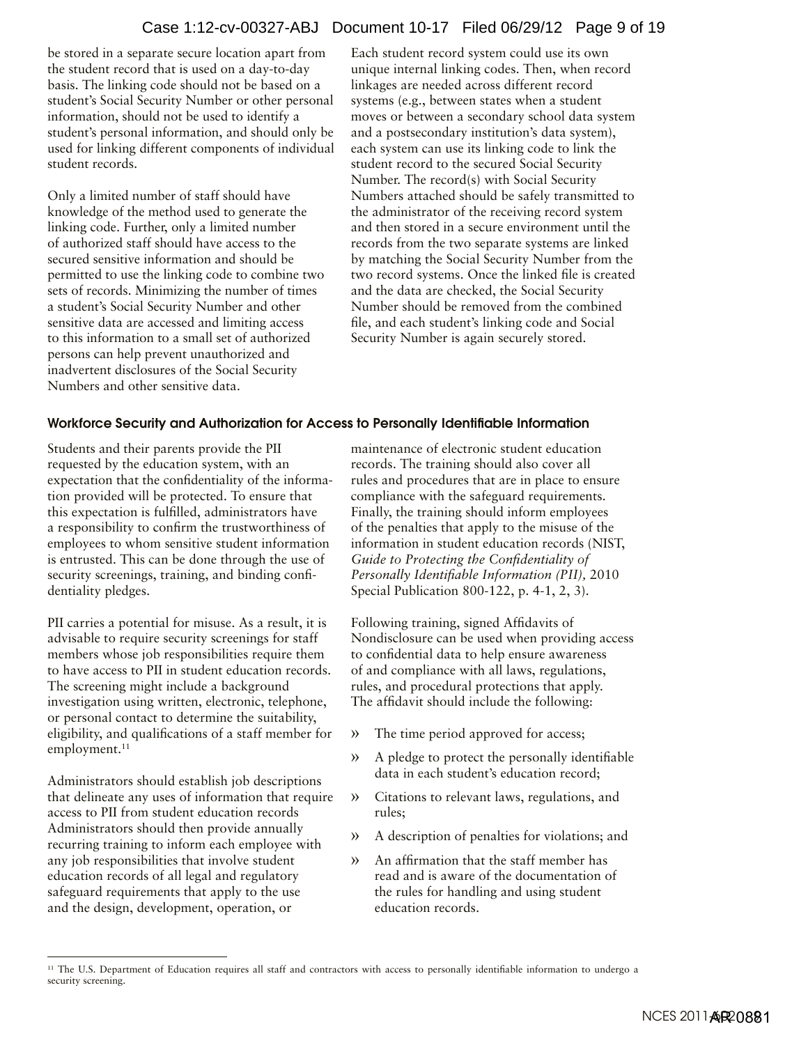be stored in a separate secure location apart from the student record that is used on a day-to-day basis. The linking code should not be based on a student's Social Security Number or other personal information, should not be used to identify a student's personal information, and should only be used for linking different components of individual student records.

Only a limited number of staff should have knowledge of the method used to generate the linking code. Further, only a limited number of authorized staff should have access to the secured sensitive information and should be permitted to use the linking code to combine two sets of records. Minimizing the number of times a student's Social Security Number and other sensitive data are accessed and limiting access to this information to a small set of authorized persons can help prevent unauthorized and inadvertent disclosures of the Social Security Numbers and other sensitive data.

Each student record system could use its own unique internal linking codes. Then, when record linkages are needed across different record systems (e.g., between states when a student moves or between a secondary school data system and a postsecondary institution's data system), each system can use its linking code to link the student record to the secured Social Security Number. The record(s) with Social Security Numbers attached should be safely transmitted to the administrator of the receiving record system and then stored in a secure environment until the records from the two separate systems are linked by matching the Social Security Number from the two record systems. Once the linked file is created and the data are checked, the Social Security Number should be removed from the combined file, and each student's linking code and Social Security Number is again securely stored.

### Workforce Security and Authorization for Access to Personally Identifiable Information

Students and their parents provide the PII requested by the education system, with an expectation that the confidentiality of the information provided will be protected. To ensure that this expectation is fulfilled, administrators have a responsibility to confirm the trustworthiness of employees to whom sensitive student information is entrusted. This can be done through the use of security screenings, training, and binding confidentiality pledges.

PII carries a potential for misuse. As a result, it is advisable to require security screenings for staff members whose job responsibilities require them to have access to PII in student education records. The screening might include a background investigation using written, electronic, telephone, or personal contact to determine the suitability, eligibility, and qualifications of a staff member for employment.[11]

Administrators should establish job descriptions that delineate any uses of information that require access to PII from student education records Administrators should then provide annually recurring training to inform each employee with any job responsibilities that involve student education records of all legal and regulatory safeguard requirements that apply to the use and the design, development, operation, or maintenance of electronic student education records. The training should also cover all rules and procedures that are in place to ensure compliance with the safeguard requirements. Finally, the training should inform employees of the penalties that apply to the misuse of the information in student education records (NIST, *Guide to Protecting the Confidentiality of Personally Identifiable Information (PII),* 2010 Special Publication 800-122, p. 4-1, 2, 3).

Following training, signed Affidavits of Nondisclosure can be used when providing access to confidential data to help ensure awareness of and compliance with all laws, regulations, rules, and procedural protections that apply. The affidavit should include the following:

- The time period approved for access;
- A pledge to protect the personally identifiable data in each student's education record;
- Citations to relevant laws, regulations, and rules;
- A description of penalties for violations; and
- An affirmation that the staff member has read and is aware of the documentation of the rules for handling and using student education records.

[11] The U.S. Department of Education requires all staff and contractors with access to personally identifiable information to undergo a security screening.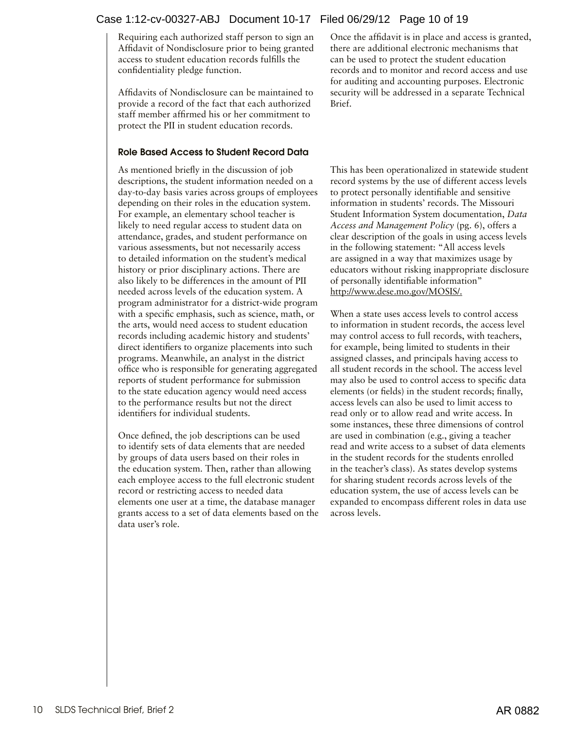Requiring each authorized staff person to sign an Affidavit of Nondisclosure prior to being granted access to student education records fulfills the confidentiality pledge function.

Affidavits of Nondisclosure can be maintained to provide a record of the fact that each authorized staff member affirmed his or her commitment to protect the PII in student education records.

Once the affidavit is in place and access is granted, there are additional electronic mechanisms that can be used to protect the student education records and to monitor and record access and use for auditing and accounting purposes. Electronic security will be addressed in a separate Technical Brief.

#### Role Based Access to Student Record Data

As mentioned briefly in the discussion of job descriptions, the student information needed on a day-to-day basis varies across groups of employees depending on their roles in the education system. For example, an elementary school teacher is likely to need regular access to student data on attendance, grades, and student performance on various assessments, but not necessarily access to detailed information on the student's medical history or prior disciplinary actions. There are also likely to be differences in the amount of PII needed across levels of the education system. A program administrator for a district-wide program with a specific emphasis, such as science, math, or the arts, would need access to student education records including academic history and students' direct identifiers to organize placements into such programs. Meanwhile, an analyst in the district office who is responsible for generating aggregated reports of student performance for submission to the state education agency would need access to the performance results but not the direct identifiers for individual students.

Once defined, the job descriptions can be used to identify sets of data elements that are needed by groups of data users based on their roles in the education system. Then, rather than allowing each employee access to the full electronic student record or restricting access to needed data elements one user at a time, the database manager grants access to a set of data elements based on the data user's role.

This has been operationalized in statewide student record systems by the use of different access levels to protect personally identifiable and sensitive information in students' records. The Missouri Student Information System documentation, *Data Access and Management Policy* (pg. 6), offers a clear description of the goals in using access levels in the following statement: "All access levels are assigned in a way that maximizes usage by educators without risking inappropriate disclosure of personally identifiable information" http://www.dese.mo.gov/MOSIS/.

When a state uses access levels to control access to information in student records, the access level may control access to full records, with teachers, for example, being limited to students in their assigned classes, and principals having access to all student records in the school. The access level may also be used to control access to specific data elements (or fields) in the student records; finally, access levels can also be used to limit access to read only or to allow read and write access. In some instances, these three dimensions of control are used in combination (e.g., giving a teacher read and write access to a subset of data elements in the student records for the students enrolled in the teacher's class). As states develop systems for sharing student records across levels of the education system, the use of access levels can be expanded to encompass different roles in data use across levels.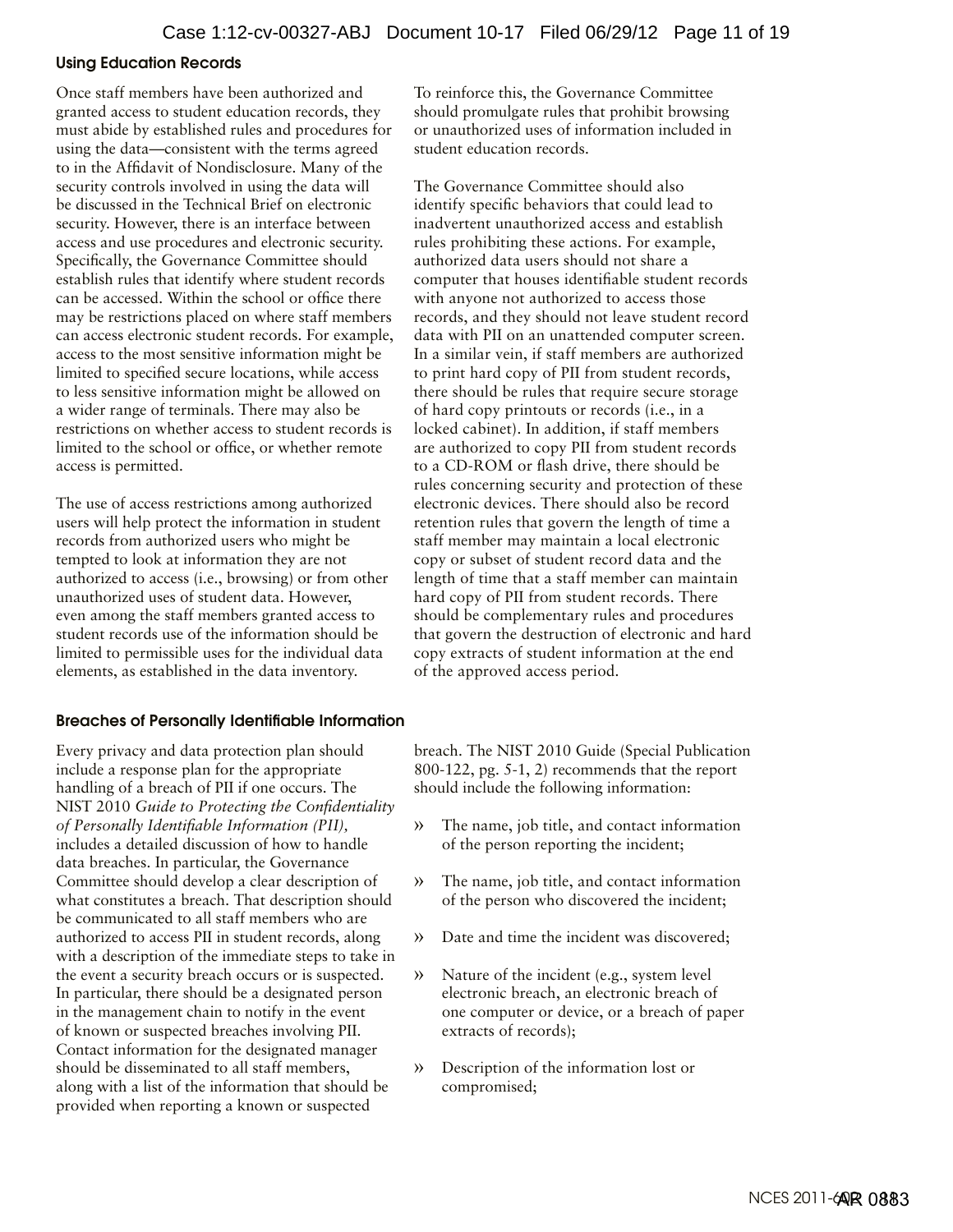### Using Education Records

Once staff members have been authorized and granted access to student education records, they must abide by established rules and procedures for using the data—consistent with the terms agreed to in the Affidavit of Nondisclosure. Many of the security controls involved in using the data will be discussed in the Technical Brief on electronic security. However, there is an interface between access and use procedures and electronic security. Specifically, the Governance Committee should establish rules that identify where student records can be accessed. Within the school or office there may be restrictions placed on where staff members can access electronic student records. For example, access to the most sensitive information might be limited to specified secure locations, while access to less sensitive information might be allowed on a wider range of terminals. There may also be restrictions on whether access to student records is limited to the school or office, or whether remote access is permitted.

The use of access restrictions among authorized users will help protect the information in student records from authorized users who might be tempted to look at information they are not authorized to access (i.e., browsing) or from other unauthorized uses of student data. However, even among the staff members granted access to student records use of the information should be limited to permissible uses for the individual data elements, as established in the data inventory. To reinforce this, the Governance Committee should promulgate rules that prohibit browsing or unauthorized uses of information included in student education records.

The Governance Committee should also identify specific behaviors that could lead to inadvertent unauthorized access and establish rules prohibiting these actions. For example, authorized data users should not share a computer that houses identifiable student records with anyone not authorized to access those records, and they should not leave student record data with PII on an unattended computer screen. In a similar vein, if staff members are authorized to print hard copy of PII from student records, there should be rules that require secure storage of hard copy printouts or records (i.e., in a locked cabinet). In addition, if staff members are authorized to copy PII from student records to a CD-ROM or flash drive, there should be rules concerning security and protection of these electronic devices. There should also be record retention rules that govern the length of time a staff member may maintain a local electronic copy or subset of student record data and the length of time that a staff member can maintain hard copy of PII from student records. There should be complementary rules and procedures that govern the destruction of electronic and hard copy extracts of student information at the end of the approved access period.

### Breaches of Personally Identifiable Information

Every privacy and data protection plan should include a response plan for the appropriate handling of a breach of PII if one occurs. The NIST 2010 *Guide to Protecting the Confidentiality of Personally Identifiable Information (PII),* includes a detailed discussion of how to handle data breaches. In particular, the Governance Committee should develop a clear description of what constitutes a breach. That description should be communicated to all staff members who are authorized to access PII in student records, along with a description of the immediate steps to take in the event a security breach occurs or is suspected. In particular, there should be a designated person in the management chain to notify in the event of known or suspected breaches involving PII. Contact information for the designated manager should be disseminated to all staff members, along with a list of the information that should be provided when reporting a known or suspected breach. The NIST 2010 Guide (Special Publication 800-122, pg. 5-1, 2) recommends that the report should include the following information:

- The name, job title, and contact information of the person reporting the incident;
- The name, job title, and contact information of the person who discovered the incident;
- Date and time the incident was discovered;
- Nature of the incident (e.g., system level electronic breach, an electronic breach of one computer or device, or a breach of paper extracts of records);
- Description of the information lost or compromised;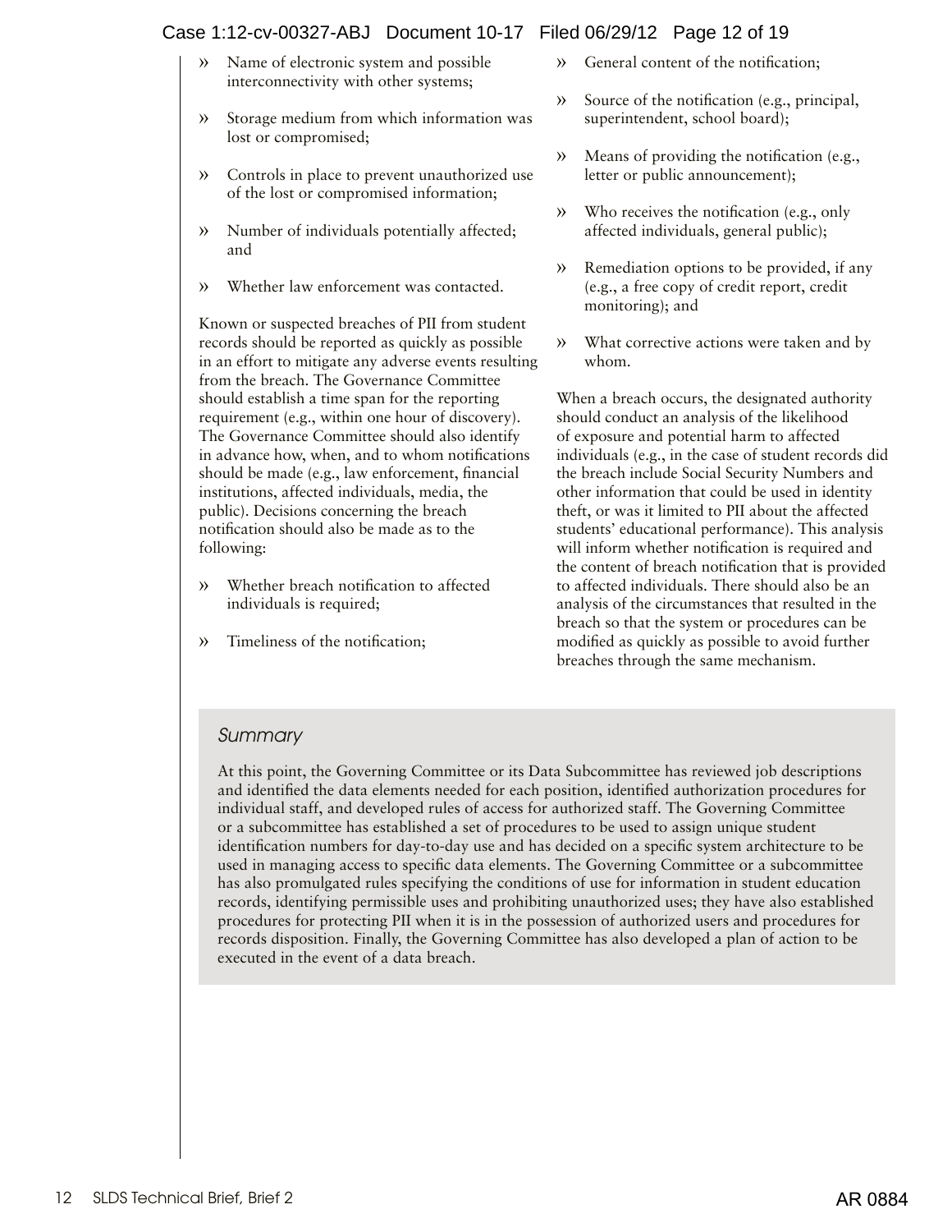- Name of electronic system and possible interconnectivity with other systems;
- Storage medium from which information was lost or compromised;
- Controls in place to prevent unauthorized use of the lost or compromised information;
- Number of individuals potentially affected; and
- Whether law enforcement was contacted.

Known or suspected breaches of PII from student records should be reported as quickly as possible in an effort to mitigate any adverse events resulting from the breach. The Governance Committee should establish a time span for the reporting requirement (e.g., within one hour of discovery). The Governance Committee should also identify in advance how, when, and to whom notifications should be made (e.g., law enforcement, financial institutions, affected individuals, media, the public). Decisions concerning the breach notification should also be made as to the following:

- Whether breach notification to affected individuals is required;
- Timeliness of the notification;
- General content of the notification;
- Source of the notification (e.g., principal, superintendent, school board);
- Means of providing the notification (e.g., letter or public announcement);
- Who receives the notification (e.g., only affected individuals, general public);
- Remediation options to be provided, if any (e.g., a free copy of credit report, credit monitoring); and
- What corrective actions were taken and by whom.

When a breach occurs, the designated authority should conduct an analysis of the likelihood of exposure and potential harm to affected individuals (e.g., in the case of student records did the breach include Social Security Numbers and other information that could be used in identity theft, or was it limited to PII about the affected students' educational performance). This analysis will inform whether notification is required and the content of breach notification that is provided to affected individuals. There should also be an analysis of the circumstances that resulted in the breach so that the system or procedures can be modified as quickly as possible to avoid further breaches through the same mechanism.

### *Summary*

At this point, the Governing Committee or its Data Subcommittee has reviewed job descriptions and identified the data elements needed for each position, identified authorization procedures for individual staff, and developed rules of access for authorized staff. The Governing Committee or a subcommittee has established a set of procedures to be used to assign unique student identification numbers for day-to-day use and has decided on a specific system architecture to be used in managing access to specific data elements. The Governing Committee or a subcommittee has also promulgated rules specifying the conditions of use for information in student education records, identifying permissible uses and prohibiting unauthorized uses; they have also established procedures for protecting PII when it is in the possession of authorized users and procedures for records disposition. Finally, the Governing Committee has also developed a plan of action to be executed in the event of a data breach.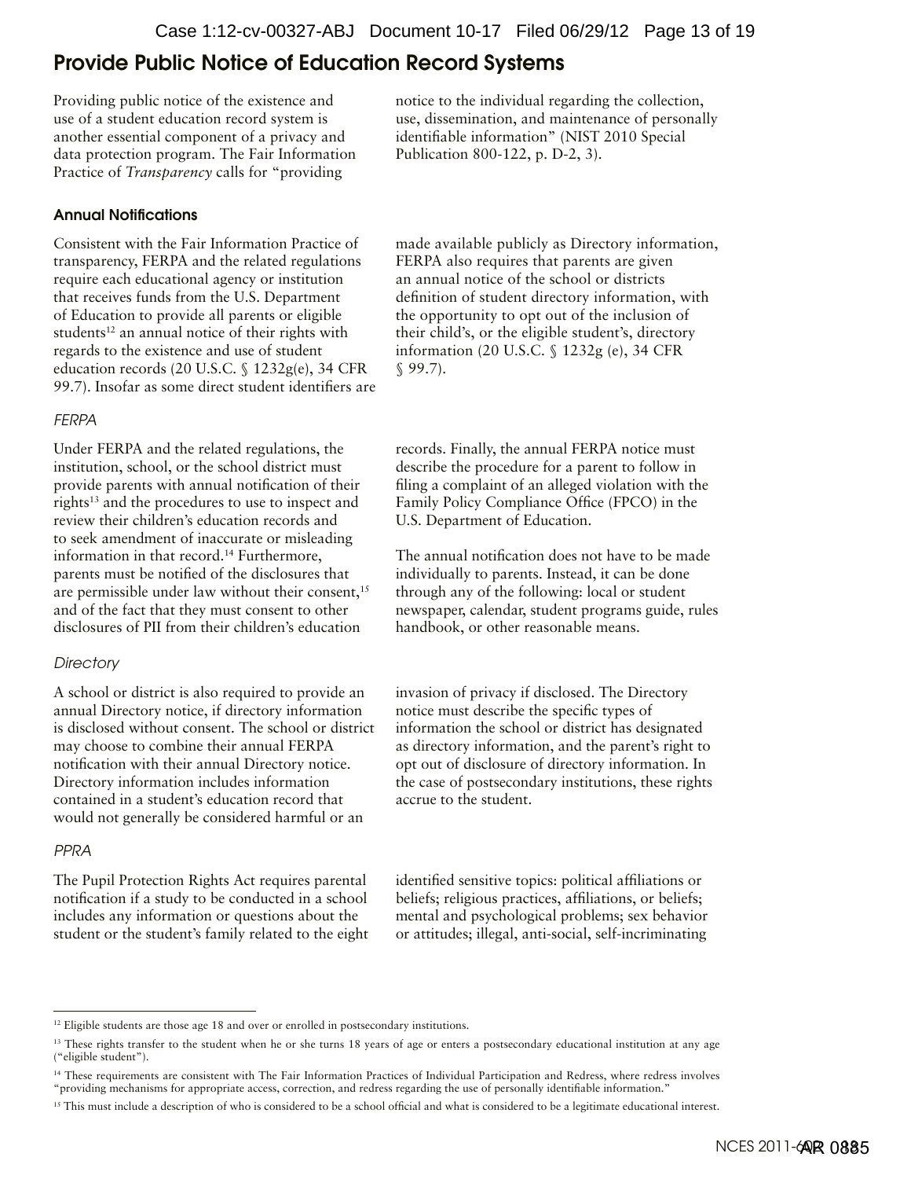## Provide Public Notice of Education Record Systems

Providing public notice of the existence and use of a student education record system is another essential component of a privacy and data protection program. The Fair Information Practice of *Transparency* calls for "providing notice to the individual regarding the collection, use, dissemination, and maintenance of personally identifiable information" (NIST 2010 Special Publication 800-122, p. D-2, 3).

### Annual Notifications

Consistent with the Fair Information Practice of transparency, FERPA and the related regulations require each educational agency or institution that receives funds from the U.S. Department of Education to provide all parents or eligible students[12] an annual notice of their rights with regards to the existence and use of student education records (20 U.S.C. § 1232g(e), 34 CFR 99.7). Insofar as some direct student identifiers are made available publicly as Directory information, FERPA also requires that parents are given an annual notice of the school or districts definition of student directory information, with the opportunity to opt out of the inclusion of their child's, or the eligible student's, directory information (20 U.S.C. § 1232g (e), 34 CFR § 99.7).

#### *FERPA*

Under FERPA and the related regulations, the institution, school, or the school district must provide parents with annual notification of their rights[13] and the procedures to use to inspect and review their children's education records and to seek amendment of inaccurate or misleading information in that record.[14] Furthermore, parents must be notified of the disclosures that are permissible under law without their consent,[15] and of the fact that they must consent to other disclosures of PII from their children's education records. Finally, the annual FERPA notice must describe the procedure for a parent to follow in filing a complaint of an alleged violation with the Family Policy Compliance Office (FPCO) in the U.S. Department of Education.

The annual notification does not have to be made individually to parents. Instead, it can be done through any of the following: local or student newspaper, calendar, student programs guide, rules handbook, or other reasonable means.

#### *Directory*

A school or district is also required to provide an annual Directory notice, if directory information is disclosed without consent. The school or district may choose to combine their annual FERPA notification with their annual Directory notice. Directory information includes information contained in a student's education record that would not generally be considered harmful or an invasion of privacy if disclosed. The Directory notice must describe the specific types of information the school or district has designated as directory information, and the parent's right to opt out of disclosure of directory information. In the case of postsecondary institutions, these rights accrue to the student.

#### *PPRA*

The Pupil Protection Rights Act requires parental notification if a study to be conducted in a school includes any information or questions about the student or the student's family related to the eight identified sensitive topics: political affiliations or beliefs; religious practices, affiliations, or beliefs; mental and psychological problems; sex behavior or attitudes; illegal, anti-social, self-incriminating

---

[12] Eligible students are those age 18 and over or enrolled in postsecondary institutions.

[13] These rights transfer to the student when he or she turns 18 years of age or enters a postsecondary educational institution at any age ("eligible student").

[14] These requirements are consistent with The Fair Information Practices of Individual Participation and Redress, where redress involves "providing mechanisms for appropriate access, correction, and redress regarding the use of personally identifiable information."

[15] This must include a description of who is considered to be a school official and what is considered to be a legitimate educational interest.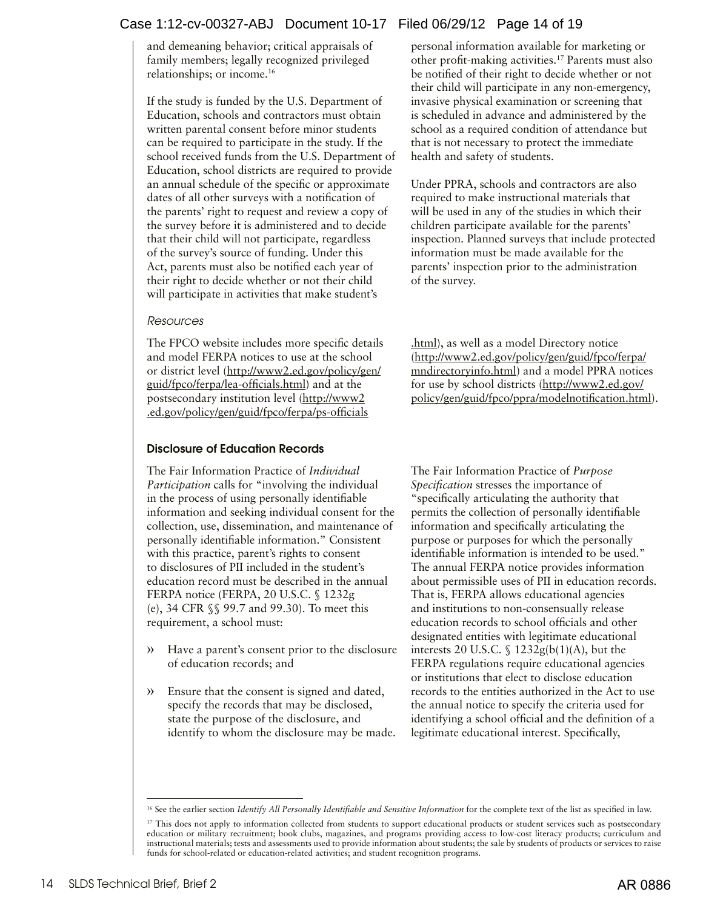and demeaning behavior; critical appraisals of family members; legally recognized privileged relationships; or income.[16]

If the study is funded by the U.S. Department of Education, schools and contractors must obtain written parental consent before minor students can be required to participate in the study. If the school received funds from the U.S. Department of Education, school districts are required to provide an annual schedule of the specific or approximate dates of all other surveys with a notification of the parents' right to request and review a copy of the survey before it is administered and to decide that their child will not participate, regardless of the survey's source of funding. Under this Act, parents must also be notified each year of their right to decide whether or not their child will participate in activities that make student's personal information available for marketing or other profit-making activities.[17] Parents must also be notified of their right to decide whether or not their child will participate in any non-emergency, invasive physical examination or screening that is scheduled in advance and administered by the school as a required condition of attendance but that is not necessary to protect the immediate health and safety of students.

Under PPRA, schools and contractors are also required to make instructional materials that will be used in any of the studies in which their children participate available for the parents' inspection. Planned surveys that include protected information must be made available for the parents' inspection prior to the administration of the survey.

*Resources*

The FPCO website includes more specific details and model FERPA notices to use at the school or district level (http://www2.ed.gov/policy/gen/guid/fpco/ferpa/lea-officials.html) and at the postsecondary institution level (http://www2.ed.gov/policy/gen/guid/fpco/ferpa/ps-officials.html), as well as a model Directory notice (http://www2.ed.gov/policy/gen/guid/fpco/ferpa/mndirectoryinfo.html) and a model PPRA notices for use by school districts (http://www2.ed.gov/policy/gen/guid/fpco/ppra/modelnotification.html).

### Disclosure of Education Records

The Fair Information Practice of *Individual Participation* calls for "involving the individual in the process of using personally identifiable information and seeking individual consent for the collection, use, dissemination, and maintenance of personally identifiable information." Consistent with this practice, parent's rights to consent to disclosures of PII included in the student's education record must be described in the annual FERPA notice (FERPA, 20 U.S.C. § 1232g (e), 34 CFR §§ 99.7 and 99.30). To meet this requirement, a school must:

- Have a parent's consent prior to the disclosure of education records; and
- Ensure that the consent is signed and dated, specify the records that may be disclosed, state the purpose of the disclosure, and identify to whom the disclosure may be made.

The Fair Information Practice of *Purpose Specification* stresses the importance of "specifically articulating the authority that permits the collection of personally identifiable information and specifically articulating the purpose or purposes for which the personally identifiable information is intended to be used." The annual FERPA notice provides information about permissible uses of PII in education records. That is, FERPA allows educational agencies and institutions to non-consensually release education records to school officials and other designated entities with legitimate educational interests 20 U.S.C. § 1232g(b(1)(A), but the FERPA regulations require educational agencies or institutions that elect to disclose education records to the entities authorized in the Act to use the annual notice to specify the criteria used for identifying a school official and the definition of a legitimate educational interest. Specifically,

---

[16] See the earlier section *Identify All Personally Identifiable and Sensitive Information* for the complete text of the list as specified in law.

[17] This does not apply to information collected from students to support educational products or student services such as postsecondary education or military recruitment; book clubs, magazines, and programs providing access to low-cost literacy products; curriculum and instructional materials; tests and assessments used to provide information about students; the sale by students of products or services to raise funds for school-related or education-related activities; and student recognition programs.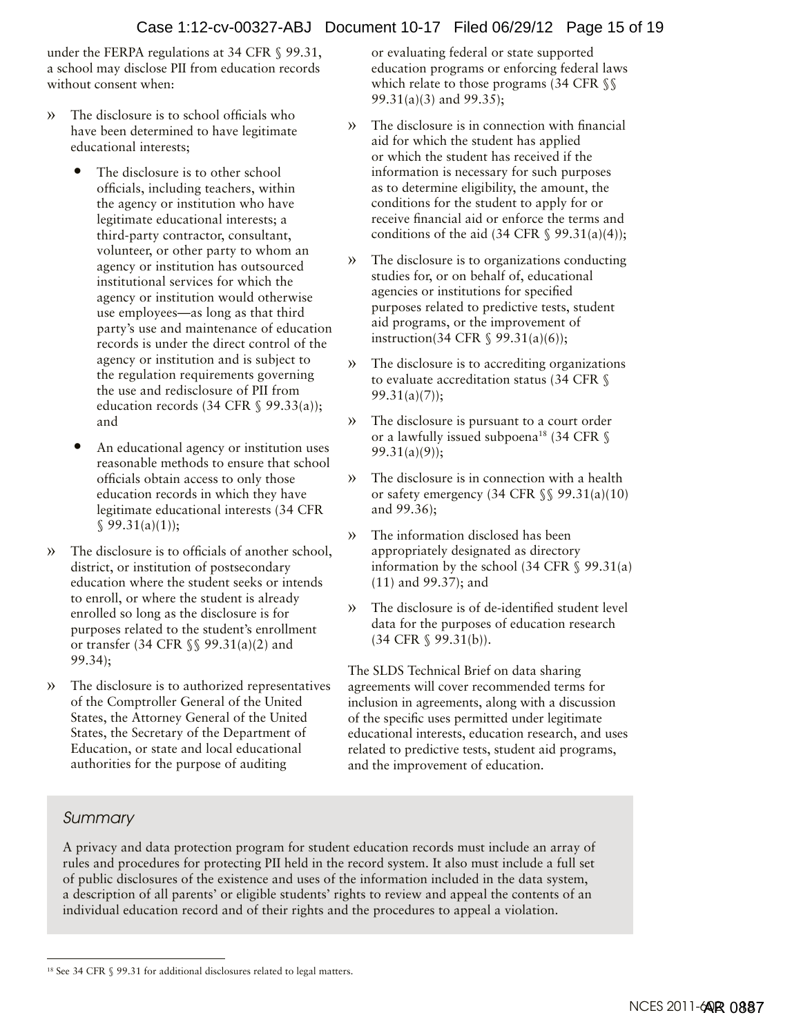under the FERPA regulations at 34 CFR § 99.31, a school may disclose PII from education records without consent when:

- The disclosure is to school officials who have been determined to have legitimate educational interests;
  - The disclosure is to other school officials, including teachers, within the agency or institution who have legitimate educational interests; a third-party contractor, consultant, volunteer, or other party to whom an agency or institution has outsourced institutional services for which the agency or institution would otherwise use employees—as long as that third party's use and maintenance of education records is under the direct control of the agency or institution and is subject to the regulation requirements governing the use and redisclosure of PII from education records (34 CFR § 99.33(a)); and
  - An educational agency or institution uses reasonable methods to ensure that school officials obtain access to only those education records in which they have legitimate educational interests (34 CFR § 99.31(a)(1));
- The disclosure is to officials of another school, district, or institution of postsecondary education where the student seeks or intends to enroll, or where the student is already enrolled so long as the disclosure is for purposes related to the student's enrollment or transfer (34 CFR §§ 99.31(a)(2) and 99.34);
- The disclosure is to authorized representatives of the Comptroller General of the United States, the Attorney General of the United States, the Secretary of the Department of Education, or state and local educational authorities for the purpose of auditing or evaluating federal or state supported education programs or enforcing federal laws which relate to those programs (34 CFR §§ 99.31(a)(3) and 99.35);
- The disclosure is in connection with financial aid for which the student has applied or which the student has received if the information is necessary for such purposes as to determine eligibility, the amount, the conditions for the student to apply for or receive financial aid or enforce the terms and conditions of the aid (34 CFR § 99.31(a)(4));
- The disclosure is to organizations conducting studies for, or on behalf of, educational agencies or institutions for specified purposes related to predictive tests, student aid programs, or the improvement of instruction(34 CFR § 99.31(a)(6));
- The disclosure is to accrediting organizations to evaluate accreditation status (34 CFR § 99.31(a)(7));
- The disclosure is pursuant to a court order or a lawfully issued subpoena[18] (34 CFR § 99.31(a)(9));
- The disclosure is in connection with a health or safety emergency (34 CFR §§ 99.31(a)(10) and 99.36);
- The information disclosed has been appropriately designated as directory information by the school (34 CFR § 99.31(a)(11) and 99.37); and
- The disclosure is of de-identified student level data for the purposes of education research (34 CFR § 99.31(b)).

The SLDS Technical Brief on data sharing agreements will cover recommended terms for inclusion in agreements, along with a discussion of the specific uses permitted under legitimate educational interests, education research, and uses related to predictive tests, student aid programs, and the improvement of education.

> *Summary*
>
> A privacy and data protection program for student education records must include an array of rules and procedures for protecting PII held in the record system. It also must include a full set of public disclosures of the existence and uses of the information included in the data system, a description of all parents' or eligible students' rights to review and appeal the contents of an individual education record and of their rights and the procedures to appeal a violation.

[18] See 34 CFR § 99.31 for additional disclosures related to legal matters.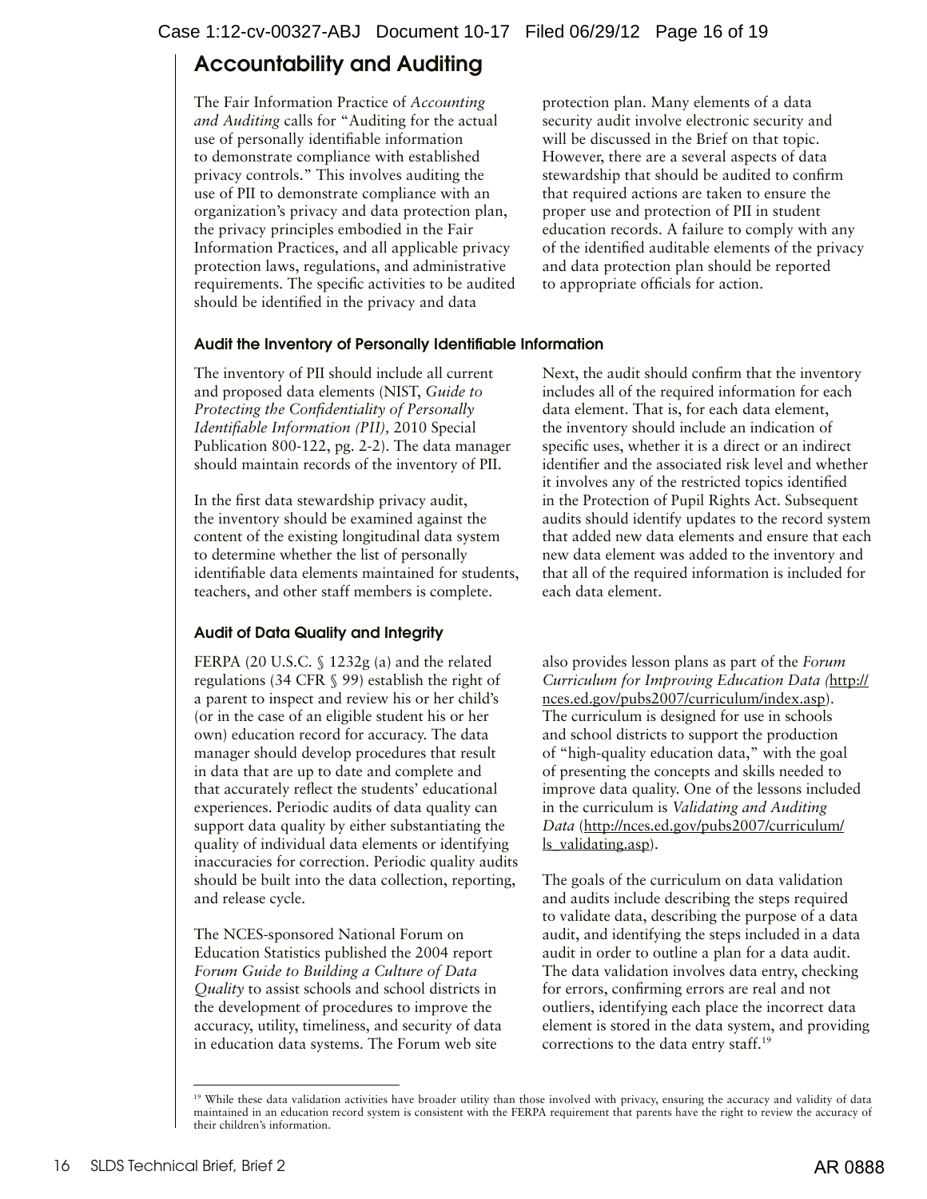## Accountability and Auditing

The Fair Information Practice of *Accounting and Auditing* calls for "Auditing for the actual use of personally identifiable information to demonstrate compliance with established privacy controls." This involves auditing the use of PII to demonstrate compliance with an organization's privacy and data protection plan, the privacy principles embodied in the Fair Information Practices, and all applicable privacy protection laws, regulations, and administrative requirements. The specific activities to be audited should be identified in the privacy and data protection plan. Many elements of a data security audit involve electronic security and will be discussed in the Brief on that topic. However, there are a several aspects of data stewardship that should be audited to confirm that required actions are taken to ensure the proper use and protection of PII in student education records. A failure to comply with any of the identified auditable elements of the privacy and data protection plan should be reported to appropriate officials for action.

### Audit the Inventory of Personally Identifiable Information

The inventory of PII should include all current and proposed data elements (NIST, *Guide to Protecting the Confidentiality of Personally Identifiable Information (PII)*, 2010 Special Publication 800-122, pg. 2-2). The data manager should maintain records of the inventory of PII.

In the first data stewardship privacy audit, the inventory should be examined against the content of the existing longitudinal data system to determine whether the list of personally identifiable data elements maintained for students, teachers, and other staff members is complete.

Next, the audit should confirm that the inventory includes all of the required information for each data element. That is, for each data element, the inventory should include an indication of specific uses, whether it is a direct or an indirect identifier and the associated risk level and whether it involves any of the restricted topics identified in the Protection of Pupil Rights Act. Subsequent audits should identify updates to the record system that added new data elements and ensure that each new data element was added to the inventory and that all of the required information is included for each data element.

### Audit of Data Quality and Integrity

FERPA (20 U.S.C. § 1232g (a) and the related regulations (34 CFR § 99) establish the right of a parent to inspect and review his or her child's (or in the case of an eligible student his or her own) education record for accuracy. The data manager should develop procedures that result in data that are up to date and complete and that accurately reflect the students' educational experiences. Periodic audits of data quality can support data quality by either substantiating the quality of individual data elements or identifying inaccuracies for correction. Periodic quality audits should be built into the data collection, reporting, and release cycle.

The NCES-sponsored National Forum on Education Statistics published the 2004 report *Forum Guide to Building a Culture of Data Quality* to assist schools and school districts in the development of procedures to improve the accuracy, utility, timeliness, and security of data in education data systems. The Forum web site also provides lesson plans as part of the *Forum Curriculum for Improving Education Data (*http://nces.ed.gov/pubs2007/curriculum/index.asp). The curriculum is designed for use in schools and school districts to support the production of "high-quality education data," with the goal of presenting the concepts and skills needed to improve data quality. One of the lessons included in the curriculum is *Validating and Auditing Data* (http://nces.ed.gov/pubs2007/curriculum/ls_validating.asp).

The goals of the curriculum on data validation and audits include describing the steps required to validate data, describing the purpose of a data audit, and identifying the steps included in a data audit in order to outline a plan for a data audit. The data validation involves data entry, checking for errors, confirming errors are real and not outliers, identifying each place the incorrect data element is stored in the data system, and providing corrections to the data entry staff.[19]

---

[19] While these data validation activities have broader utility than those involved with privacy, ensuring the accuracy and validity of data maintained in an education record system is consistent with the FERPA requirement that parents have the right to review the accuracy of their children's information.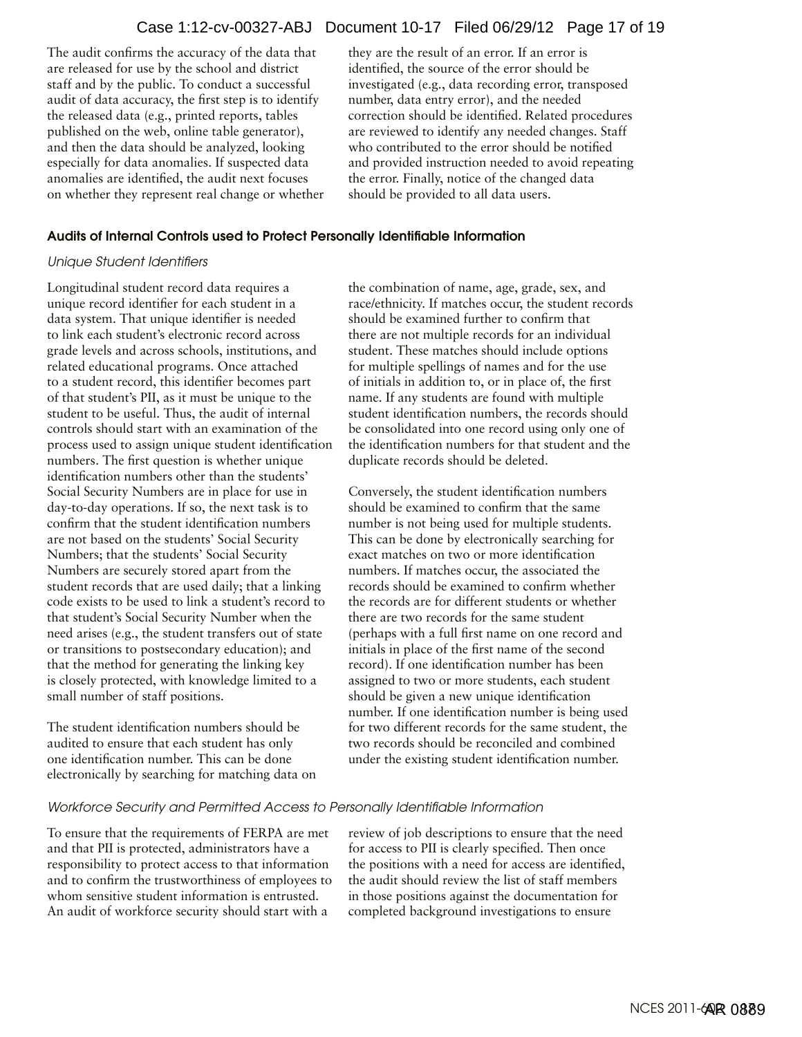The audit confirms the accuracy of the data that are released for use by the school and district staff and by the public. To conduct a successful audit of data accuracy, the first step is to identify the released data (e.g., printed reports, tables published on the web, online table generator), and then the data should be analyzed, looking especially for data anomalies. If suspected data anomalies are identified, the audit next focuses on whether they represent real change or whether they are the result of an error. If an error is identified, the source of the error should be investigated (e.g., data recording error, transposed number, data entry error), and the needed correction should be identified. Related procedures are reviewed to identify any needed changes. Staff who contributed to the error should be notified and provided instruction needed to avoid repeating the error. Finally, notice of the changed data should be provided to all data users.

## Audits of Internal Controls used to Protect Personally Identifiable Information

### *Unique Student Identifiers*

Longitudinal student record data requires a unique record identifier for each student in a data system. That unique identifier is needed to link each student's electronic record across grade levels and across schools, institutions, and related educational programs. Once attached to a student record, this identifier becomes part of that student's PII, as it must be unique to the student to be useful. Thus, the audit of internal controls should start with an examination of the process used to assign unique student identification numbers. The first question is whether unique identification numbers other than the students' Social Security Numbers are in place for use in day-to-day operations. If so, the next task is to confirm that the student identification numbers are not based on the students' Social Security Numbers; that the students' Social Security Numbers are securely stored apart from the student records that are used daily; that a linking code exists to be used to link a student's record to that student's Social Security Number when the need arises (e.g., the student transfers out of state or transitions to postsecondary education); and that the method for generating the linking key is closely protected, with knowledge limited to a small number of staff positions.

The student identification numbers should be audited to ensure that each student has only one identification number. This can be done electronically by searching for matching data on the combination of name, age, grade, sex, and race/ethnicity. If matches occur, the student records should be examined further to confirm that there are not multiple records for an individual student. These matches should include options for multiple spellings of names and for the use of initials in addition to, or in place of, the first name. If any students are found with multiple student identification numbers, the records should be consolidated into one record using only one of the identification numbers for that student and the duplicate records should be deleted.

Conversely, the student identification numbers should be examined to confirm that the same number is not being used for multiple students. This can be done by electronically searching for exact matches on two or more identification numbers. If matches occur, the associated the records should be examined to confirm whether the records are for different students or whether there are two records for the same student (perhaps with a full first name on one record and initials in place of the first name of the second record). If one identification number has been assigned to two or more students, each student should be given a new unique identification number. If one identification number is being used for two different records for the same student, the two records should be reconciled and combined under the existing student identification number.

### *Workforce Security and Permitted Access to Personally Identifiable Information*

To ensure that the requirements of FERPA are met and that PII is protected, administrators have a responsibility to protect access to that information and to confirm the trustworthiness of employees to whom sensitive student information is entrusted. An audit of workforce security should start with a review of job descriptions to ensure that the need for access to PII is clearly specified. Then once the positions with a need for access are identified, the audit should review the list of staff members in those positions against the documentation for completed background investigations to ensure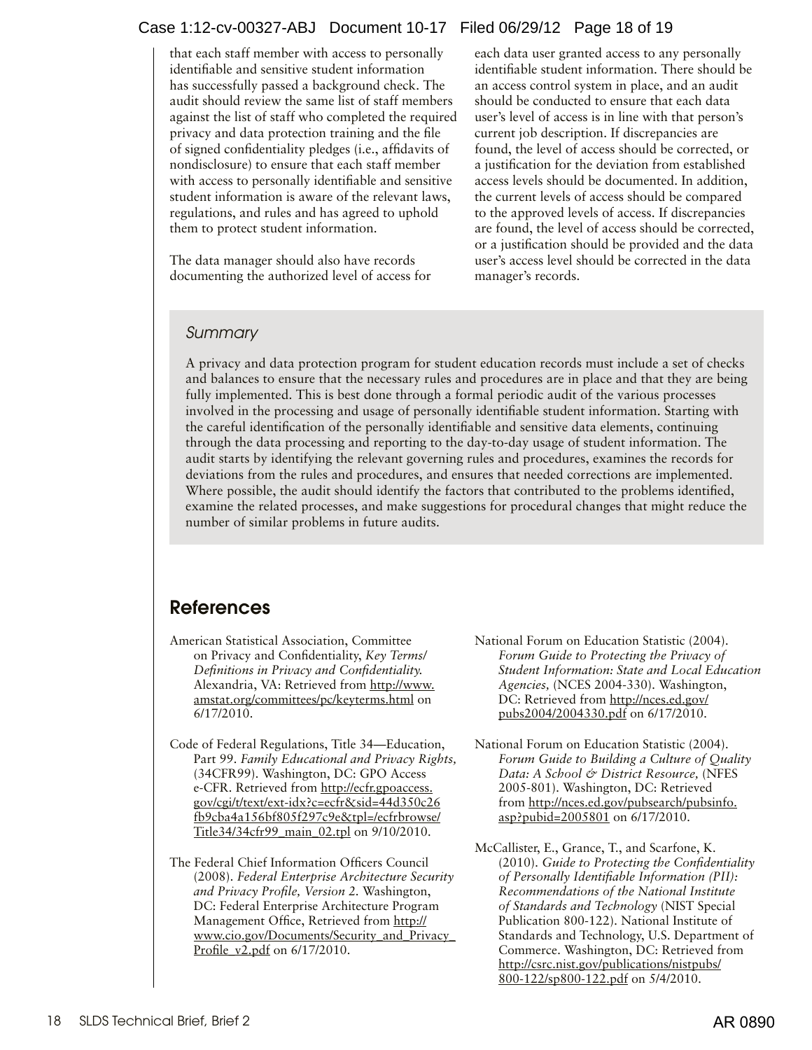that each staff member with access to personally identifiable and sensitive student information has successfully passed a background check. The audit should review the same list of staff members against the list of staff who completed the required privacy and data protection training and the file of signed confidentiality pledges (i.e., affidavits of nondisclosure) to ensure that each staff member with access to personally identifiable and sensitive student information is aware of the relevant laws, regulations, and rules and has agreed to uphold them to protect student information.

The data manager should also have records documenting the authorized level of access for each data user granted access to any personally identifiable student information. There should be an access control system in place, and an audit should be conducted to ensure that each data user's level of access is in line with that person's current job description. If discrepancies are found, the level of access should be corrected, or a justification for the deviation from established access levels should be documented. In addition, the current levels of access should be compared to the approved levels of access. If discrepancies are found, the level of access should be corrected, or a justification should be provided and the data user's access level should be corrected in the data manager's records.

### *Summary*

A privacy and data protection program for student education records must include a set of checks and balances to ensure that the necessary rules and procedures are in place and that they are being fully implemented. This is best done through a formal periodic audit of the various processes involved in the processing and usage of personally identifiable student information. Starting with the careful identification of the personally identifiable and sensitive data elements, continuing through the data processing and reporting to the day-to-day usage of student information. The audit starts by identifying the relevant governing rules and procedures, examines the records for deviations from the rules and procedures, and ensures that needed corrections are implemented. Where possible, the audit should identify the factors that contributed to the problems identified, examine the related processes, and make suggestions for procedural changes that might reduce the number of similar problems in future audits.

## References

American Statistical Association, Committee on Privacy and Confidentiality, *Key Terms/Definitions in Privacy and Confidentiality.* Alexandria, VA: Retrieved from http://www.amstat.org/committees/pc/keyterms.html on 6/17/2010.

Code of Federal Regulations, Title 34—Education, Part 99. *Family Educational and Privacy Rights,* (34CFR99). Washington, DC: GPO Access e-CFR. Retrieved from http://ecfr.gpoaccess.gov/cgi/t/text/ext-idx?c=ecfr&sid=44d350c26fb9cba4a156bf805f297c9e&tpl=/ecfrbrowse/Title34/34cfr99_main_02.tpl on 9/10/2010.

The Federal Chief Information Officers Council (2008). *Federal Enterprise Architecture Security and Privacy Profile, Version 2.* Washington, DC: Federal Enterprise Architecture Program Management Office, Retrieved from http://www.cio.gov/Documents/Security_and_Privacy_Profile_v2.pdf on 6/17/2010.

National Forum on Education Statistic (2004). *Forum Guide to Protecting the Privacy of Student Information: State and Local Education Agencies,* (NCES 2004-330). Washington, DC: Retrieved from http://nces.ed.gov/pubs2004/2004330.pdf on 6/17/2010.

National Forum on Education Statistic (2004). *Forum Guide to Building a Culture of Quality Data: A School & District Resource,* (NFES 2005-801). Washington, DC: Retrieved from http://nces.ed.gov/pubsearch/pubsinfo.asp?pubid=2005801 on 6/17/2010.

McCallister, E., Grance, T., and Scarfone, K. (2010). *Guide to Protecting the Confidentiality of Personally Identifiable Information (PII): Recommendations of the National Institute of Standards and Technology* (NIST Special Publication 800-122). National Institute of Standards and Technology, U.S. Department of Commerce. Washington, DC: Retrieved from http://csrc.nist.gov/publications/nistpubs/800-122/sp800-122.pdf on 5/4/2010.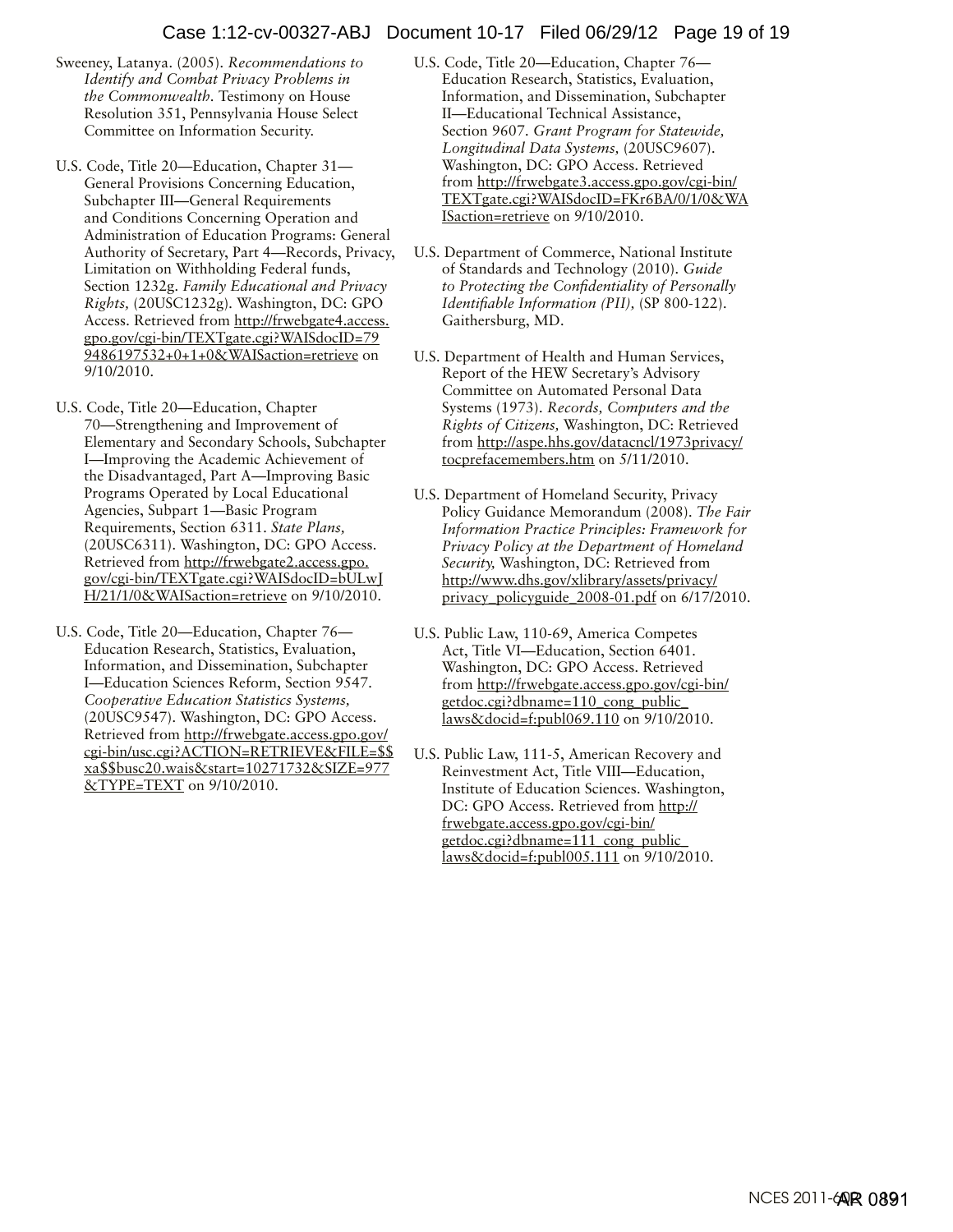Sweeney, Latanya. (2005). *Recommendations to Identify and Combat Privacy Problems in the Commonwealth*. Testimony on House Resolution 351, Pennsylvania House Select Committee on Information Security.

U.S. Code, Title 20—Education, Chapter 31—General Provisions Concerning Education, Subchapter III—General Requirements and Conditions Concerning Operation and Administration of Education Programs: General Authority of Secretary, Part 4—Records, Privacy, Limitation on Withholding Federal funds, Section 1232g. *Family Educational and Privacy Rights,* (20USC1232g). Washington, DC: GPO Access. Retrieved from http://frwebgate4.access.gpo.gov/cgi-bin/TEXTgate.cgi?WAISdocID=799486197532+0+1+0&WAISaction=retrieve on 9/10/2010.

U.S. Code, Title 20—Education, Chapter 70—Strengthening and Improvement of Elementary and Secondary Schools, Subchapter I—Improving the Academic Achievement of the Disadvantaged, Part A—Improving Basic Programs Operated by Local Educational Agencies, Subpart 1—Basic Program Requirements, Section 6311. *State Plans,* (20USC6311). Washington, DC: GPO Access. Retrieved from http://frwebgate2.access.gpo.gov/cgi-bin/TEXTgate.cgi?WAISdocID=bULwJH/21/1/0&WAISaction=retrieve on 9/10/2010.

U.S. Code, Title 20—Education, Chapter 76—Education Research, Statistics, Evaluation, Information, and Dissemination, Subchapter I—Education Sciences Reform, Section 9547. *Cooperative Education Statistics Systems,* (20USC9547). Washington, DC: GPO Access. Retrieved from http://frwebgate.access.gpo.gov/cgi-bin/usc.cgi?ACTION=RETRIEVE&FILE=$$xa$$busc20.wais&start=10271732&SIZE=977&TYPE=TEXT on 9/10/2010.

U.S. Code, Title 20—Education, Chapter 76—Education Research, Statistics, Evaluation, Information, and Dissemination, Subchapter II—Educational Technical Assistance, Section 9607. *Grant Program for Statewide, Longitudinal Data Systems,* (20USC9607). Washington, DC: GPO Access. Retrieved from http://frwebgate3.access.gpo.gov/cgi-bin/TEXTgate.cgi?WAISdocID=FKr6BA/0/1/0&WAISaction=retrieve on 9/10/2010.

U.S. Department of Commerce, National Institute of Standards and Technology (2010). *Guide to Protecting the Confidentiality of Personally Identifiable Information (PII),* (SP 800-122). Gaithersburg, MD.

U.S. Department of Health and Human Services, Report of the HEW Secretary's Advisory Committee on Automated Personal Data Systems (1973). *Records, Computers and the Rights of Citizens,* Washington, DC: Retrieved from http://aspe.hhs.gov/datacncl/1973privacy/tocprefacemembers.htm on 5/11/2010.

U.S. Department of Homeland Security, Privacy Policy Guidance Memorandum (2008). *The Fair Information Practice Principles: Framework for Privacy Policy at the Department of Homeland Security,* Washington, DC: Retrieved from http://www.dhs.gov/xlibrary/assets/privacy/privacy_policyguide_2008-01.pdf on 6/17/2010.

U.S. Public Law, 110-69, America Competes Act, Title VI—Education, Section 6401. Washington, DC: GPO Access. Retrieved from http://frwebgate.access.gpo.gov/cgi-bin/getdoc.cgi?dbname=110_cong_public_laws&docid=f:publ069.110 on 9/10/2010.

U.S. Public Law, 111-5, American Recovery and Reinvestment Act, Title VIII—Education, Institute of Education Sciences. Washington, DC: GPO Access. Retrieved from http://frwebgate.access.gpo.gov/cgi-bin/getdoc.cgi?dbname=111_cong_public_laws&docid=f:publ005.111 on 9/10/2010.